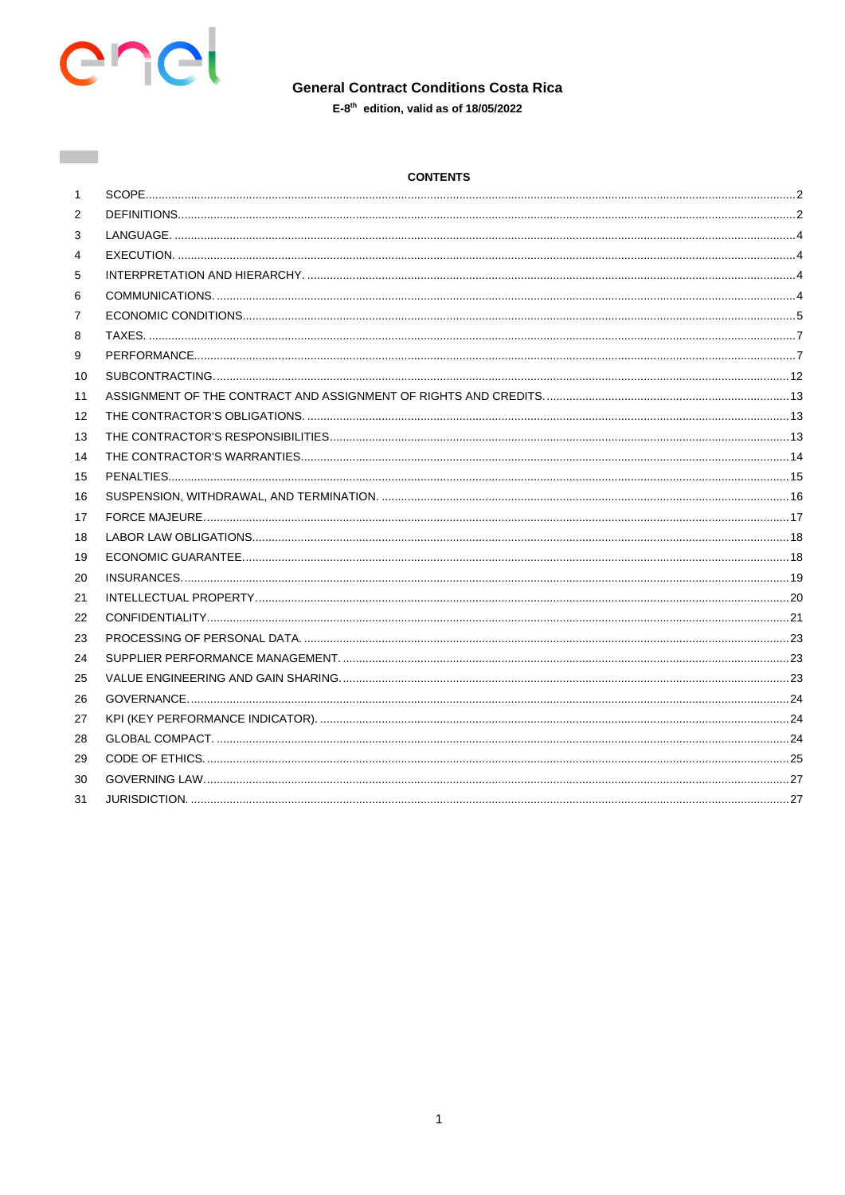# General Contract Conditions Costa Rica

**E-8th edition, valid as of 18/05/2022**

**CONTENTS**

| | | |
|---|---|---|
| 1 | SCOPE | 2 |
| 2 | DEFINITIONS | 2 |
| 3 | LANGUAGE. | 4 |
| 4 | EXECUTION. | 4 |
| 5 | INTERPRETATION AND HIERARCHY. | 4 |
| 6 | COMMUNICATIONS. | 4 |
| 7 | ECONOMIC CONDITIONS | 5 |
| 8 | TAXES. | 7 |
| 9 | PERFORMANCE | 7 |
| 10 | SUBCONTRACTING. | 12 |
| 11 | ASSIGNMENT OF THE CONTRACT AND ASSIGNMENT OF RIGHTS AND CREDITS. | 13 |
| 12 | THE CONTRACTOR'S OBLIGATIONS. | 13 |
| 13 | THE CONTRACTOR'S RESPONSIBILITIES | 13 |
| 14 | THE CONTRACTOR'S WARRANTIES | 14 |
| 15 | PENALTIES | 15 |
| 16 | SUSPENSION, WITHDRAWAL, AND TERMINATION. | 16 |
| 17 | FORCE MAJEURE. | 17 |
| 18 | LABOR LAW OBLIGATIONS | 18 |
| 19 | ECONOMIC GUARANTEE. | 18 |
| 20 | INSURANCES. | 19 |
| 21 | INTELLECTUAL PROPERTY | 20 |
| 22 | CONFIDENTIALITY | 21 |
| 23 | PROCESSING OF PERSONAL DATA. | 23 |
| 24 | SUPPLIER PERFORMANCE MANAGEMENT. | 23 |
| 25 | VALUE ENGINEERING AND GAIN SHARING. | 23 |
| 26 | GOVERNANCE. | 24 |
| 27 | KPI (KEY PERFORMANCE INDICATOR). | 24 |
| 28 | GLOBAL COMPACT. | 24 |
| 29 | CODE OF ETHICS. | 25 |
| 30 | GOVERNING LAW. | 27 |
| 31 | JURISDICTION. | 27 |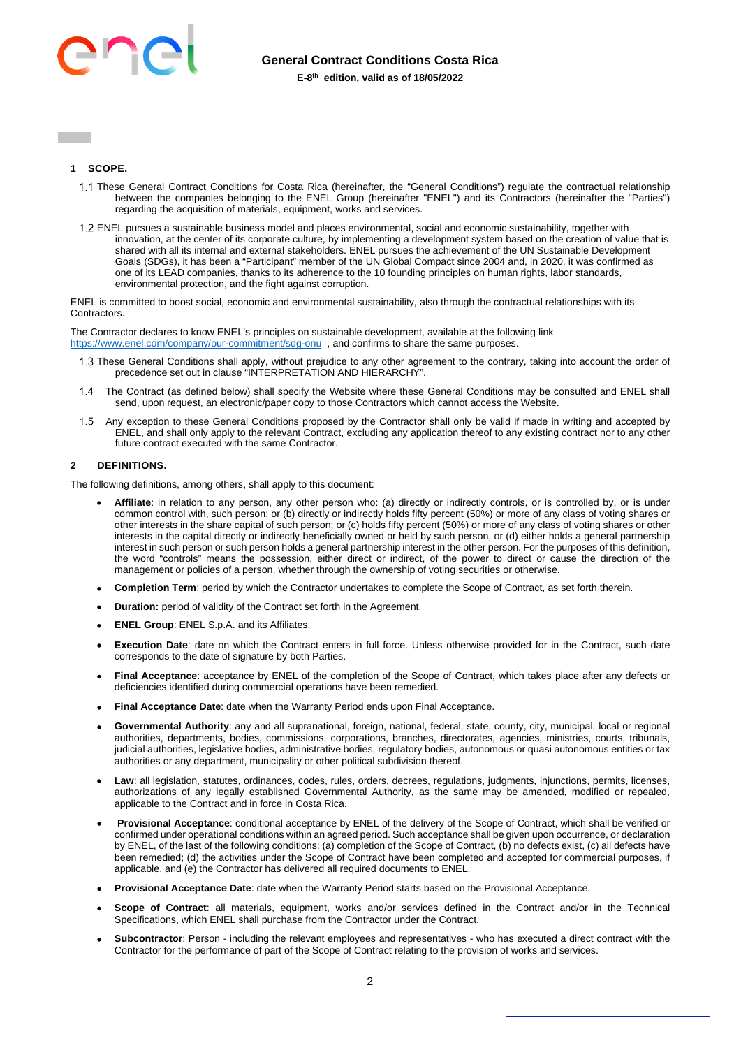## 1 SCOPE.

1.1 These General Contract Conditions for Costa Rica (hereinafter, the "General Conditions") regulate the contractual relationship between the companies belonging to the ENEL Group (hereinafter "ENEL") and its Contractors (hereinafter the "Parties") regarding the acquisition of materials, equipment, works and services.

1.2 ENEL pursues a sustainable business model and places environmental, social and economic sustainability, together with innovation, at the center of its corporate culture, by implementing a development system based on the creation of value that is shared with all its internal and external stakeholders. ENEL pursues the achievement of the UN Sustainable Development Goals (SDGs), it has been a "Participant" member of the UN Global Compact since 2004 and, in 2020, it was confirmed as one of its LEAD companies, thanks to its adherence to the 10 founding principles on human rights, labor standards, environmental protection, and the fight against corruption.

ENEL is committed to boost social, economic and environmental sustainability, also through the contractual relationships with its Contractors.

The Contractor declares to know ENEL's principles on sustainable development, available at the following link https://www.enel.com/company/our-commitment/sdg-onu , and confirms to share the same purposes.

1.3 These General Conditions shall apply, without prejudice to any other agreement to the contrary, taking into account the order of precedence set out in clause "INTERPRETATION AND HIERARCHY".

1.4 The Contract (as defined below) shall specify the Website where these General Conditions may be consulted and ENEL shall send, upon request, an electronic/paper copy to those Contractors which cannot access the Website.

1.5 Any exception to these General Conditions proposed by the Contractor shall only be valid if made in writing and accepted by ENEL, and shall only apply to the relevant Contract, excluding any application thereof to any existing contract nor to any other future contract executed with the same Contractor.

## 2 DEFINITIONS.

The following definitions, among others, shall apply to this document:

- **Affiliate**: in relation to any person, any other person who: (a) directly or indirectly controls, or is controlled by, or is under common control with, such person; or (b) directly or indirectly holds fifty percent (50%) or more of any class of voting shares or other interests in the share capital of such person; or (c) holds fifty percent (50%) or more of any class of voting shares or other interests in the capital directly or indirectly beneficially owned or held by such person, or (d) either holds a general partnership interest in such person or such person holds a general partnership interest in the other person. For the purposes of this definition, the word "controls" means the possession, either direct or indirect, of the power to direct or cause the direction of the management or policies of a person, whether through the ownership of voting securities or otherwise.
- **Completion Term**: period by which the Contractor undertakes to complete the Scope of Contract, as set forth therein.
- **Duration:** period of validity of the Contract set forth in the Agreement.
- **ENEL Group**: ENEL S.p.A. and its Affiliates.
- **Execution Date**: date on which the Contract enters in full force. Unless otherwise provided for in the Contract, such date corresponds to the date of signature by both Parties.
- **Final Acceptance**: acceptance by ENEL of the completion of the Scope of Contract, which takes place after any defects or deficiencies identified during commercial operations have been remedied.
- **Final Acceptance Date**: date when the Warranty Period ends upon Final Acceptance.
- **Governmental Authority**: any and all supranational, foreign, national, federal, state, county, city, municipal, local or regional authorities, departments, bodies, commissions, corporations, branches, directorates, agencies, ministries, courts, tribunals, judicial authorities, legislative bodies, administrative bodies, regulatory bodies, autonomous or quasi autonomous entities or tax authorities or any department, municipality or other political subdivision thereof.
- **Law**: all legislation, statutes, ordinances, codes, rules, orders, decrees, regulations, judgments, injunctions, permits, licenses, authorizations of any legally established Governmental Authority, as the same may be amended, modified or repealed, applicable to the Contract and in force in Costa Rica.
- **Provisional Acceptance**: conditional acceptance by ENEL of the delivery of the Scope of Contract, which shall be verified or confirmed under operational conditions within an agreed period. Such acceptance shall be given upon occurrence, or declaration by ENEL, of the last of the following conditions: (a) completion of the Scope of Contract, (b) no defects exist, (c) all defects have been remedied; (d) the activities under the Scope of Contract have been completed and accepted for commercial purposes, if applicable, and (e) the Contractor has delivered all required documents to ENEL.
- **Provisional Acceptance Date**: date when the Warranty Period starts based on the Provisional Acceptance.
- **Scope of Contract**: all materials, equipment, works and/or services defined in the Contract and/or in the Technical Specifications, which ENEL shall purchase from the Contractor under the Contract.
- **Subcontractor**: Person - including the relevant employees and representatives - who has executed a direct contract with the Contractor for the performance of part of the Scope of Contract relating to the provision of works and services.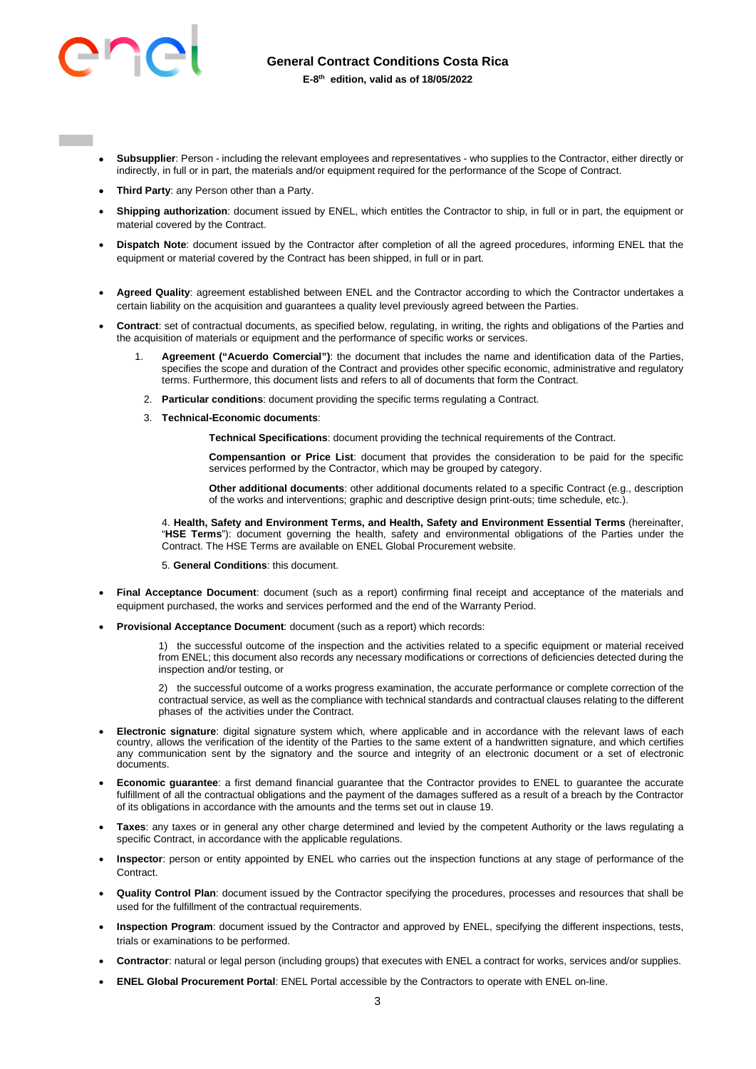- **Subsupplier**: Person - including the relevant employees and representatives - who supplies to the Contractor, either directly or indirectly, in full or in part, the materials and/or equipment required for the performance of the Scope of Contract.
- **Third Party**: any Person other than a Party.
- **Shipping authorization**: document issued by ENEL, which entitles the Contractor to ship, in full or in part, the equipment or material covered by the Contract.
- **Dispatch Note**: document issued by the Contractor after completion of all the agreed procedures, informing ENEL that the equipment or material covered by the Contract has been shipped, in full or in part.
- **Agreed Quality**: agreement established between ENEL and the Contractor according to which the Contractor undertakes a certain liability on the acquisition and guarantees a quality level previously agreed between the Parties.
- **Contract**: set of contractual documents, as specified below, regulating, in writing, the rights and obligations of the Parties and the acquisition of materials or equipment and the performance of specific works or services.
  1. **Agreement ("Acuerdo Comercial")**: the document that includes the name and identification data of the Parties, specifies the scope and duration of the Contract and provides other specific economic, administrative and regulatory terms. Furthermore, this document lists and refers to all of documents that form the Contract.
  2. **Particular conditions**: document providing the specific terms regulating a Contract.
  3. **Technical-Economic documents**:

     **Technical Specifications**: document providing the technical requirements of the Contract.

     **Compensation or Price List**: document that provides the consideration to be paid for the specific services performed by the Contractor, which may be grouped by category.

     **Other additional documents**: other additional documents related to a specific Contract (e.g., description of the works and interventions; graphic and descriptive design print-outs; time schedule, etc.).

  4. **Health, Safety and Environment Terms, and Health, Safety and Environment Essential Terms** (hereinafter, "**HSE Terms**"): document governing the health, safety and environmental obligations of the Parties under the Contract. The HSE Terms are available on ENEL Global Procurement website.
  5. **General Conditions**: this document.
- **Final Acceptance Document**: document (such as a report) confirming final receipt and acceptance of the materials and equipment purchased, the works and services performed and the end of the Warranty Period.
- **Provisional Acceptance Document**: document (such as a report) which records:

  1) the successful outcome of the inspection and the activities related to a specific equipment or material received from ENEL; this document also records any necessary modifications or corrections of deficiencies detected during the inspection and/or testing, or

  2) the successful outcome of a works progress examination, the accurate performance or complete correction of the contractual service, as well as the compliance with technical standards and contractual clauses relating to the different phases of the activities under the Contract.
- **Electronic signature**: digital signature system which, where applicable and in accordance with the relevant laws of each country, allows the verification of the identity of the Parties to the same extent of a handwritten signature, and which certifies any communication sent by the signatory and the source and integrity of an electronic document or a set of electronic documents.
- **Economic guarantee**: a first demand financial guarantee that the Contractor provides to ENEL to guarantee the accurate fulfillment of all the contractual obligations and the payment of the damages suffered as a result of a breach by the Contractor of its obligations in accordance with the amounts and the terms set out in clause 19.
- **Taxes**: any taxes or in general any other charge determined and levied by the competent Authority or the laws regulating a specific Contract, in accordance with the applicable regulations.
- **Inspector**: person or entity appointed by ENEL who carries out the inspection functions at any stage of performance of the Contract.
- **Quality Control Plan**: document issued by the Contractor specifying the procedures, processes and resources that shall be used for the fulfillment of the contractual requirements.
- **Inspection Program**: document issued by the Contractor and approved by ENEL, specifying the different inspections, tests, trials or examinations to be performed.
- **Contractor**: natural or legal person (including groups) that executes with ENEL a contract for works, services and/or supplies.
- **ENEL Global Procurement Portal**: ENEL Portal accessible by the Contractors to operate with ENEL on-line.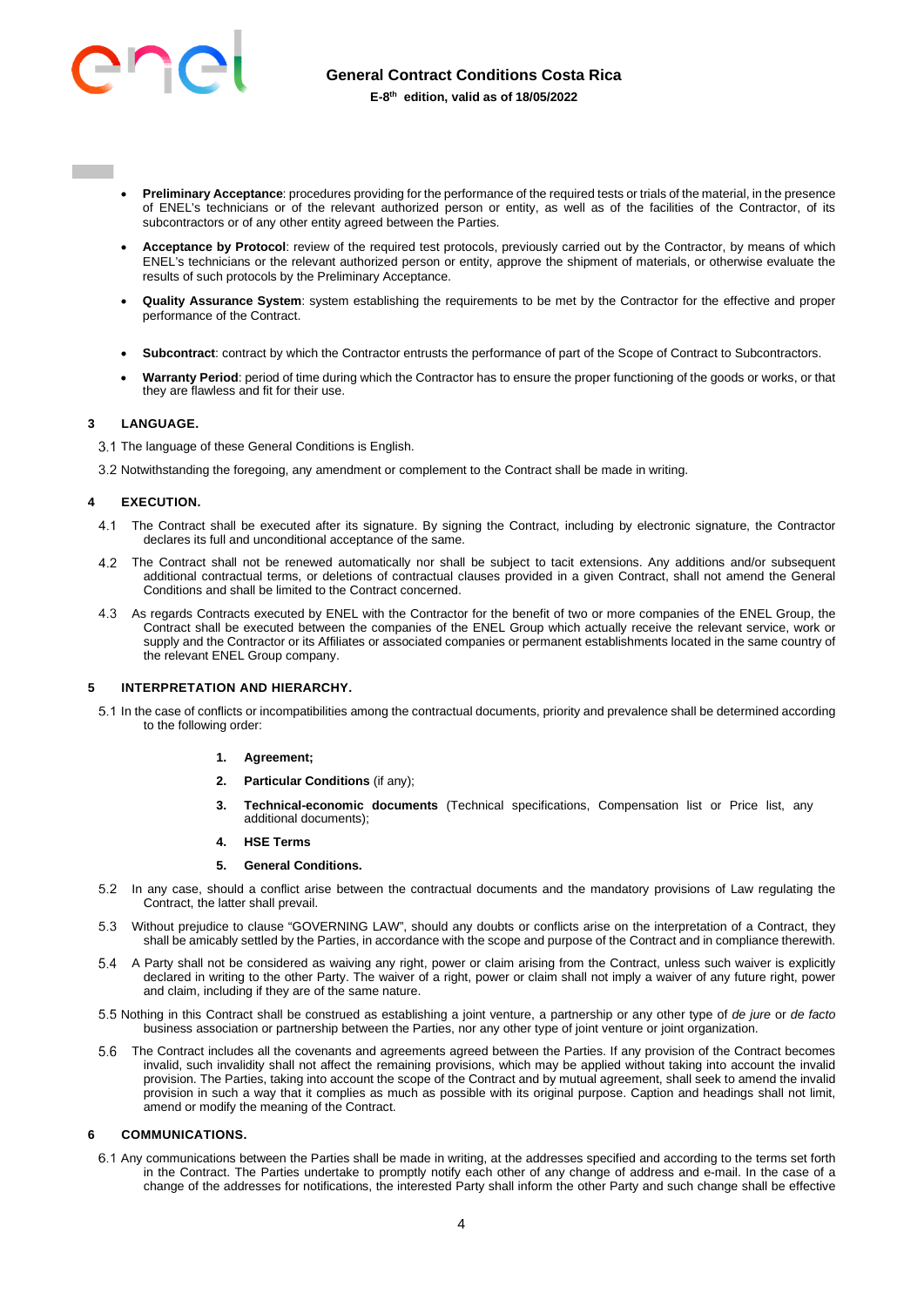- **Preliminary Acceptance**: procedures providing for the performance of the required tests or trials of the material, in the presence of ENEL's technicians or of the relevant authorized person or entity, as well as of the facilities of the Contractor, of its subcontractors or of any other entity agreed between the Parties.
- **Acceptance by Protocol**: review of the required test protocols, previously carried out by the Contractor, by means of which ENEL's technicians or the relevant authorized person or entity, approve the shipment of materials, or otherwise evaluate the results of such protocols by the Preliminary Acceptance.
- **Quality Assurance System**: system establishing the requirements to be met by the Contractor for the effective and proper performance of the Contract.
- **Subcontract**: contract by which the Contractor entrusts the performance of part of the Scope of Contract to Subcontractors.
- **Warranty Period**: period of time during which the Contractor has to ensure the proper functioning of the goods or works, or that they are flawless and fit for their use.

## 3 LANGUAGE.

3.1 The language of these General Conditions is English.

3.2 Notwithstanding the foregoing, any amendment or complement to the Contract shall be made in writing.

## 4 EXECUTION.

4.1 The Contract shall be executed after its signature. By signing the Contract, including by electronic signature, the Contractor declares its full and unconditional acceptance of the same.

4.2 The Contract shall not be renewed automatically nor shall be subject to tacit extensions. Any additions and/or subsequent additional contractual terms, or deletions of contractual clauses provided in a given Contract, shall not amend the General Conditions and shall be limited to the Contract concerned.

4.3 As regards Contracts executed by ENEL with the Contractor for the benefit of two or more companies of the ENEL Group, the Contract shall be executed between the companies of the ENEL Group which actually receive the relevant service, work or supply and the Contractor or its Affiliates or associated companies or permanent establishments located in the same country of the relevant ENEL Group company.

## 5 INTERPRETATION AND HIERARCHY.

5.1 In the case of conflicts or incompatibilities among the contractual documents, priority and prevalence shall be determined according to the following order:

1. **Agreement;**
2. **Particular Conditions** (if any);
3. **Technical-economic documents** (Technical specifications, Compensation list or Price list, any additional documents);
4. **HSE Terms**
5. **General Conditions.**

5.2 In any case, should a conflict arise between the contractual documents and the mandatory provisions of Law regulating the Contract, the latter shall prevail.

5.3 Without prejudice to clause "GOVERNING LAW", should any doubts or conflicts arise on the interpretation of a Contract, they shall be amicably settled by the Parties, in accordance with the scope and purpose of the Contract and in compliance therewith.

5.4 A Party shall not be considered as waiving any right, power or claim arising from the Contract, unless such waiver is explicitly declared in writing to the other Party. The waiver of a right, power or claim shall not imply a waiver of any future right, power and claim, including if they are of the same nature.

5.5 Nothing in this Contract shall be construed as establishing a joint venture, a partnership or any other type of *de jure* or *de facto* business association or partnership between the Parties, nor any other type of joint venture or joint organization.

5.6 The Contract includes all the covenants and agreements agreed between the Parties. If any provision of the Contract becomes invalid, such invalidity shall not affect the remaining provisions, which may be applied without taking into account the invalid provision. The Parties, taking into account the scope of the Contract and by mutual agreement, shall seek to amend the invalid provision in such a way that it complies as much as possible with its original purpose. Caption and headings shall not limit, amend or modify the meaning of the Contract.

## 6 COMMUNICATIONS.

6.1 Any communications between the Parties shall be made in writing, at the addresses specified and according to the terms set forth in the Contract. The Parties undertake to promptly notify each other of any change of address and e-mail. In the case of a change of the addresses for notifications, the interested Party shall inform the other Party and such change shall be effective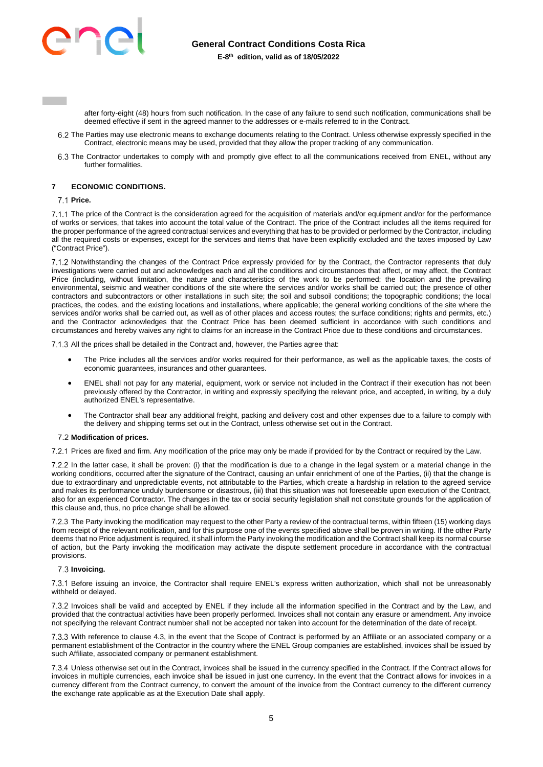after forty-eight (48) hours from such notification. In the case of any failure to send such notification, communications shall be deemed effective if sent in the agreed manner to the addresses or e-mails referred to in the Contract.

6.2 The Parties may use electronic means to exchange documents relating to the Contract. Unless otherwise expressly specified in the Contract, electronic means may be used, provided that they allow the proper tracking of any communication.

6.3 The Contractor undertakes to comply with and promptly give effect to all the communications received from ENEL, without any further formalities.

## 7 ECONOMIC CONDITIONS.

### 7.1 Price.

7.1.1 The price of the Contract is the consideration agreed for the acquisition of materials and/or equipment and/or for the performance of works or services, that takes into account the total value of the Contract. The price of the Contract includes all the items required for the proper performance of the agreed contractual services and everything that has to be provided or performed by the Contractor, including all the required costs or expenses, except for the services and items that have been explicitly excluded and the taxes imposed by Law ("Contract Price").

7.1.2 Notwithstanding the changes of the Contract Price expressly provided for by the Contract, the Contractor represents that duly investigations were carried out and acknowledges each and all the conditions and circumstances that affect, or may affect, the Contract Price (including, without limitation, the nature and characteristics of the work to be performed; the location and the prevailing environmental, seismic and weather conditions of the site where the services and/or works shall be carried out; the presence of other contractors and subcontractors or other installations in such site; the soil and subsoil conditions; the topographic conditions; the local practices, the codes, and the existing locations and installations, where applicable; the general working conditions of the site where the services and/or works shall be carried out, as well as of other places and access routes; the surface conditions; rights and permits, etc.) and the Contractor acknowledges that the Contract Price has been deemed sufficient in accordance with such conditions and circumstances and hereby waives any right to claims for an increase in the Contract Price due to these conditions and circumstances.

7.1.3 All the prices shall be detailed in the Contract and, however, the Parties agree that:

- The Price includes all the services and/or works required for their performance, as well as the applicable taxes, the costs of economic guarantees, insurances and other guarantees.
- ENEL shall not pay for any material, equipment, work or service not included in the Contract if their execution has not been previously offered by the Contractor, in writing and expressly specifying the relevant price, and accepted, in writing, by a duly authorized ENEL's representative.
- The Contractor shall bear any additional freight, packing and delivery cost and other expenses due to a failure to comply with the delivery and shipping terms set out in the Contract, unless otherwise set out in the Contract.

### 7.2 Modification of prices.

7.2.1 Prices are fixed and firm. Any modification of the price may only be made if provided for by the Contract or required by the Law.

7.2.2 In the latter case, it shall be proven: (i) that the modification is due to a change in the legal system or a material change in the working conditions, occurred after the signature of the Contract, causing an unfair enrichment of one of the Parties, (ii) that the change is due to extraordinary and unpredictable events, not attributable to the Parties, which create a hardship in relation to the agreed service and makes its performance unduly burdensome or disastrous, (iii) that this situation was not foreseeable upon execution of the Contract, also for an experienced Contractor. The changes in the tax or social security legislation shall not constitute grounds for the application of this clause and, thus, no price change shall be allowed.

7.2.3 The Party invoking the modification may request to the other Party a review of the contractual terms, within fifteen (15) working days from receipt of the relevant notification, and for this purpose one of the events specified above shall be proven in writing. If the other Party deems that no Price adjustment is required, it shall inform the Party invoking the modification and the Contract shall keep its normal course of action, but the Party invoking the modification may activate the dispute settlement procedure in accordance with the contractual provisions.

### 7.3 Invoicing.

7.3.1 Before issuing an invoice, the Contractor shall require ENEL's express written authorization, which shall not be unreasonably withheld or delayed.

7.3.2 Invoices shall be valid and accepted by ENEL if they include all the information specified in the Contract and by the Law, and provided that the contractual activities have been properly performed. Invoices shall not contain any erasure or amendment. Any invoice not specifying the relevant Contract number shall not be accepted nor taken into account for the determination of the date of receipt.

7.3.3 With reference to clause 4.3, in the event that the Scope of Contract is performed by an Affiliate or an associated company or a permanent establishment of the Contractor in the country where the ENEL Group companies are established, invoices shall be issued by such Affiliate, associated company or permanent establishment.

7.3.4 Unless otherwise set out in the Contract, invoices shall be issued in the currency specified in the Contract. If the Contract allows for invoices in multiple currencies, each invoice shall be issued in just one currency. In the event that the Contract allows for invoices in a currency different from the Contract currency, to convert the amount of the invoice from the Contract currency to the different currency the exchange rate applicable as at the Execution Date shall apply.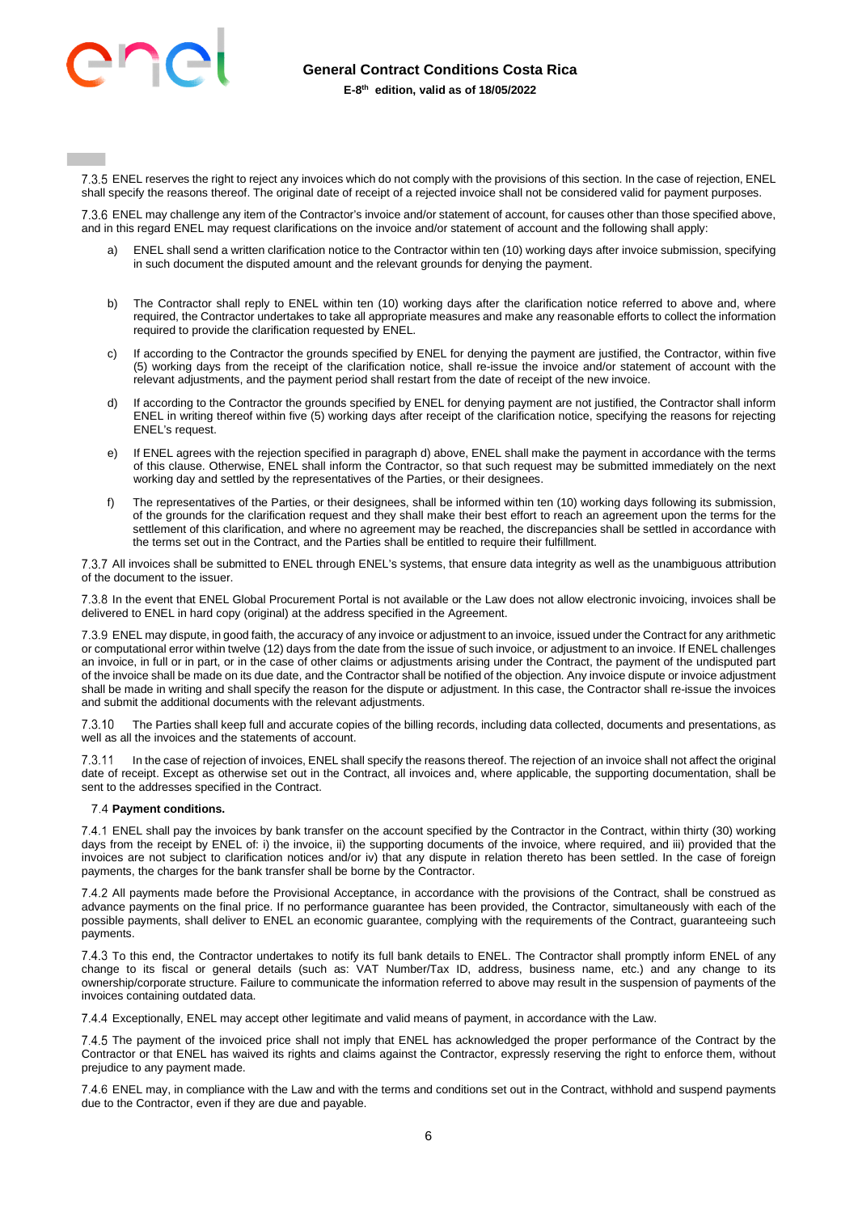7.3.5 ENEL reserves the right to reject any invoices which do not comply with the provisions of this section. In the case of rejection, ENEL shall specify the reasons thereof. The original date of receipt of a rejected invoice shall not be considered valid for payment purposes.

7.3.6 ENEL may challenge any item of the Contractor's invoice and/or statement of account, for causes other than those specified above, and in this regard ENEL may request clarifications on the invoice and/or statement of account and the following shall apply:

a) ENEL shall send a written clarification notice to the Contractor within ten (10) working days after invoice submission, specifying in such document the disputed amount and the relevant grounds for denying the payment.

b) The Contractor shall reply to ENEL within ten (10) working days after the clarification notice referred to above and, where required, the Contractor undertakes to take all appropriate measures and make any reasonable efforts to collect the information required to provide the clarification requested by ENEL.

c) If according to the Contractor the grounds specified by ENEL for denying the payment are justified, the Contractor, within five (5) working days from the receipt of the clarification notice, shall re-issue the invoice and/or statement of account with the relevant adjustments, and the payment period shall restart from the date of receipt of the new invoice.

d) If according to the Contractor the grounds specified by ENEL for denying payment are not justified, the Contractor shall inform ENEL in writing thereof within five (5) working days after receipt of the clarification notice, specifying the reasons for rejecting ENEL's request.

e) If ENEL agrees with the rejection specified in paragraph d) above, ENEL shall make the payment in accordance with the terms of this clause. Otherwise, ENEL shall inform the Contractor, so that such request may be submitted immediately on the next working day and settled by the representatives of the Parties, or their designees.

f) The representatives of the Parties, or their designees, shall be informed within ten (10) working days following its submission, of the grounds for the clarification request and they shall make their best effort to reach an agreement upon the terms for the settlement of this clarification, and where no agreement may be reached, the discrepancies shall be settled in accordance with the terms set out in the Contract, and the Parties shall be entitled to require their fulfillment.

7.3.7 All invoices shall be submitted to ENEL through ENEL's systems, that ensure data integrity as well as the unambiguous attribution of the document to the issuer.

7.3.8 In the event that ENEL Global Procurement Portal is not available or the Law does not allow electronic invoicing, invoices shall be delivered to ENEL in hard copy (original) at the address specified in the Agreement.

7.3.9 ENEL may dispute, in good faith, the accuracy of any invoice or adjustment to an invoice, issued under the Contract for any arithmetic or computational error within twelve (12) days from the date from the issue of such invoice, or adjustment to an invoice. If ENEL challenges an invoice, in full or in part, or in the case of other claims or adjustments arising under the Contract, the payment of the undisputed part of the invoice shall be made on its due date, and the Contractor shall be notified of the objection. Any invoice dispute or invoice adjustment shall be made in writing and shall specify the reason for the dispute or adjustment. In this case, the Contractor shall re-issue the invoices and submit the additional documents with the relevant adjustments.

7.3.10 The Parties shall keep full and accurate copies of the billing records, including data collected, documents and presentations, as well as all the invoices and the statements of account.

7.3.11 In the case of rejection of invoices, ENEL shall specify the reasons thereof. The rejection of an invoice shall not affect the original date of receipt. Except as otherwise set out in the Contract, all invoices and, where applicable, the supporting documentation, shall be sent to the addresses specified in the Contract.

### 7.4 Payment conditions.

7.4.1 ENEL shall pay the invoices by bank transfer on the account specified by the Contractor in the Contract, within thirty (30) working days from the receipt by ENEL of: i) the invoice, ii) the supporting documents of the invoice, where required, and iii) provided that the invoices are not subject to clarification notices and/or iv) that any dispute in relation thereto has been settled. In the case of foreign payments, the charges for the bank transfer shall be borne by the Contractor.

7.4.2 All payments made before the Provisional Acceptance, in accordance with the provisions of the Contract, shall be construed as advance payments on the final price. If no performance guarantee has been provided, the Contractor, simultaneously with each of the possible payments, shall deliver to ENEL an economic guarantee, complying with the requirements of the Contract, guaranteeing such payments.

7.4.3 To this end, the Contractor undertakes to notify its full bank details to ENEL. The Contractor shall promptly inform ENEL of any change to its fiscal or general details (such as: VAT Number/Tax ID, address, business name, etc.) and any change to its ownership/corporate structure. Failure to communicate the information referred to above may result in the suspension of payments of the invoices containing outdated data.

7.4.4 Exceptionally, ENEL may accept other legitimate and valid means of payment, in accordance with the Law.

7.4.5 The payment of the invoiced price shall not imply that ENEL has acknowledged the proper performance of the Contract by the Contractor or that ENEL has waived its rights and claims against the Contractor, expressly reserving the right to enforce them, without prejudice to any payment made.

7.4.6 ENEL may, in compliance with the Law and with the terms and conditions set out in the Contract, withhold and suspend payments due to the Contractor, even if they are due and payable.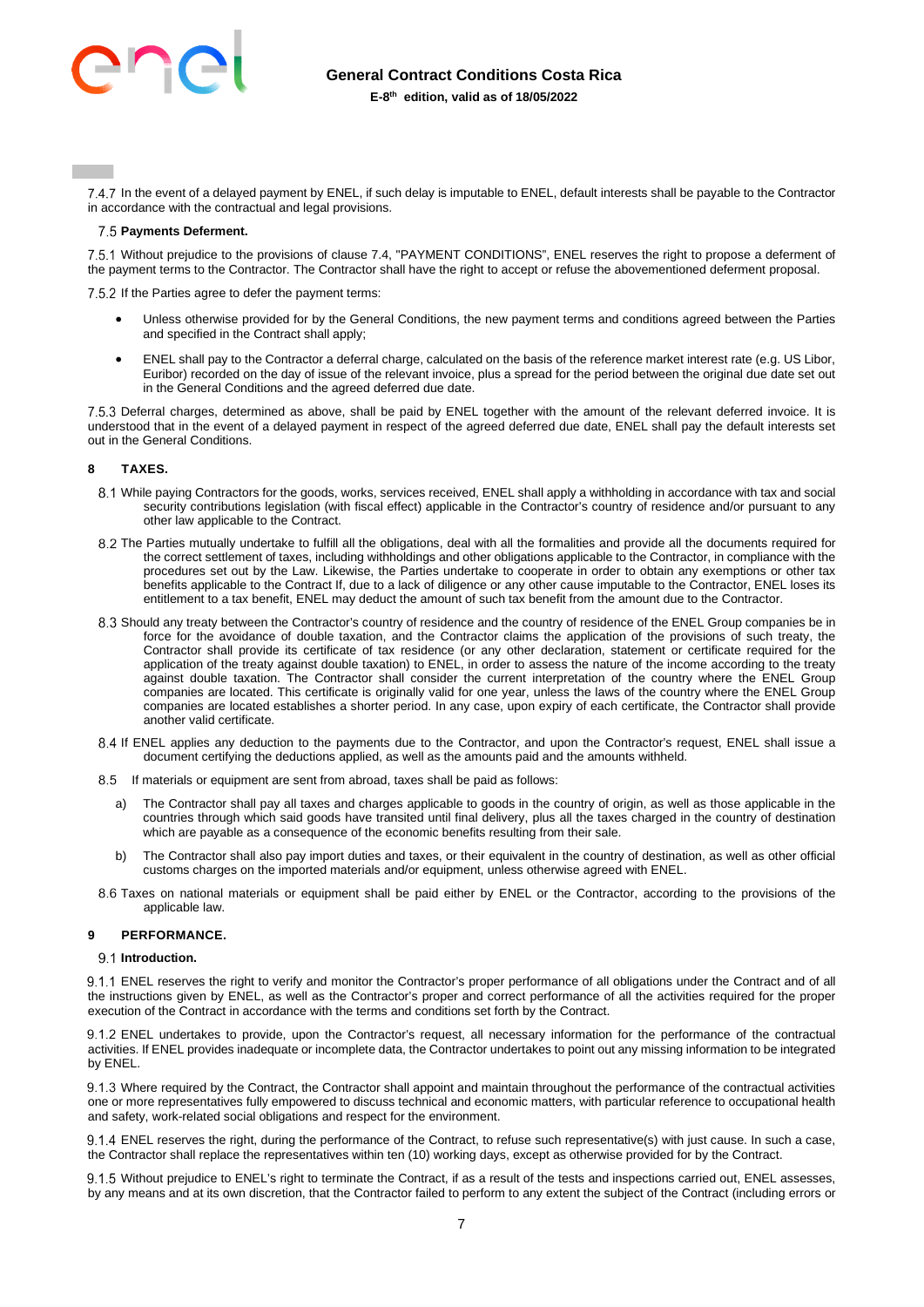7.4.7 In the event of a delayed payment by ENEL, if such delay is imputable to ENEL, default interests shall be payable to the Contractor in accordance with the contractual and legal provisions.

7.5 **Payments Deferment.**

7.5.1 Without prejudice to the provisions of clause 7.4, "PAYMENT CONDITIONS", ENEL reserves the right to propose a deferment of the payment terms to the Contractor. The Contractor shall have the right to accept or refuse the abovementioned deferment proposal.

7.5.2 If the Parties agree to defer the payment terms:

- Unless otherwise provided for by the General Conditions, the new payment terms and conditions agreed between the Parties and specified in the Contract shall apply;
- ENEL shall pay to the Contractor a deferral charge, calculated on the basis of the reference market interest rate (e.g. US Libor, Euribor) recorded on the day of issue of the relevant invoice, plus a spread for the period between the original due date set out in the General Conditions and the agreed deferred due date.

7.5.3 Deferral charges, determined as above, shall be paid by ENEL together with the amount of the relevant deferred invoice. It is understood that in the event of a delayed payment in respect of the agreed deferred due date, ENEL shall pay the default interests set out in the General Conditions.

## 8 TAXES.

8.1 While paying Contractors for the goods, works, services received, ENEL shall apply a withholding in accordance with tax and social security contributions legislation (with fiscal effect) applicable in the Contractor's country of residence and/or pursuant to any other law applicable to the Contract.

8.2 The Parties mutually undertake to fulfill all the obligations, deal with all the formalities and provide all the documents required for the correct settlement of taxes, including withholdings and other obligations applicable to the Contractor, in compliance with the procedures set out by the Law. Likewise, the Parties undertake to cooperate in order to obtain any exemptions or other tax benefits applicable to the Contract If, due to a lack of diligence or any other cause imputable to the Contractor, ENEL loses its entitlement to a tax benefit, ENEL may deduct the amount of such tax benefit from the amount due to the Contractor.

8.3 Should any treaty between the Contractor's country of residence and the country of residence of the ENEL Group companies be in force for the avoidance of double taxation, and the Contractor claims the application of the provisions of such treaty, the Contractor shall provide its certificate of tax residence (or any other declaration, statement or certificate required for the application of the treaty against double taxation) to ENEL, in order to assess the nature of the income according to the treaty against double taxation. The Contractor shall consider the current interpretation of the country where the ENEL Group companies are located. This certificate is originally valid for one year, unless the laws of the country where the ENEL Group companies are located establishes a shorter period. In any case, upon expiry of each certificate, the Contractor shall provide another valid certificate.

8.4 If ENEL applies any deduction to the payments due to the Contractor, and upon the Contractor's request, ENEL shall issue a document certifying the deductions applied, as well as the amounts paid and the amounts withheld.

8.5 If materials or equipment are sent from abroad, taxes shall be paid as follows:

a) The Contractor shall pay all taxes and charges applicable to goods in the country of origin, as well as those applicable in the countries through which said goods have transited until final delivery, plus all the taxes charged in the country of destination which are payable as a consequence of the economic benefits resulting from their sale.

b) The Contractor shall also pay import duties and taxes, or their equivalent in the country of destination, as well as other official customs charges on the imported materials and/or equipment, unless otherwise agreed with ENEL.

8.6 Taxes on national materials or equipment shall be paid either by ENEL or the Contractor, according to the provisions of the applicable law.

## 9 PERFORMANCE.

9.1 **Introduction.**

9.1.1 ENEL reserves the right to verify and monitor the Contractor's proper performance of all obligations under the Contract and of all the instructions given by ENEL, as well as the Contractor's proper and correct performance of all the activities required for the proper execution of the Contract in accordance with the terms and conditions set forth by the Contract.

9.1.2 ENEL undertakes to provide, upon the Contractor's request, all necessary information for the performance of the contractual activities. If ENEL provides inadequate or incomplete data, the Contractor undertakes to point out any missing information to be integrated by ENEL.

9.1.3 Where required by the Contract, the Contractor shall appoint and maintain throughout the performance of the contractual activities one or more representatives fully empowered to discuss technical and economic matters, with particular reference to occupational health and safety, work-related social obligations and respect for the environment.

9.1.4 ENEL reserves the right, during the performance of the Contract, to refuse such representative(s) with just cause. In such a case, the Contractor shall replace the representatives within ten (10) working days, except as otherwise provided for by the Contract.

9.1.5 Without prejudice to ENEL's right to terminate the Contract, if as a result of the tests and inspections carried out, ENEL assesses, by any means and at its own discretion, that the Contractor failed to perform to any extent the subject of the Contract (including errors or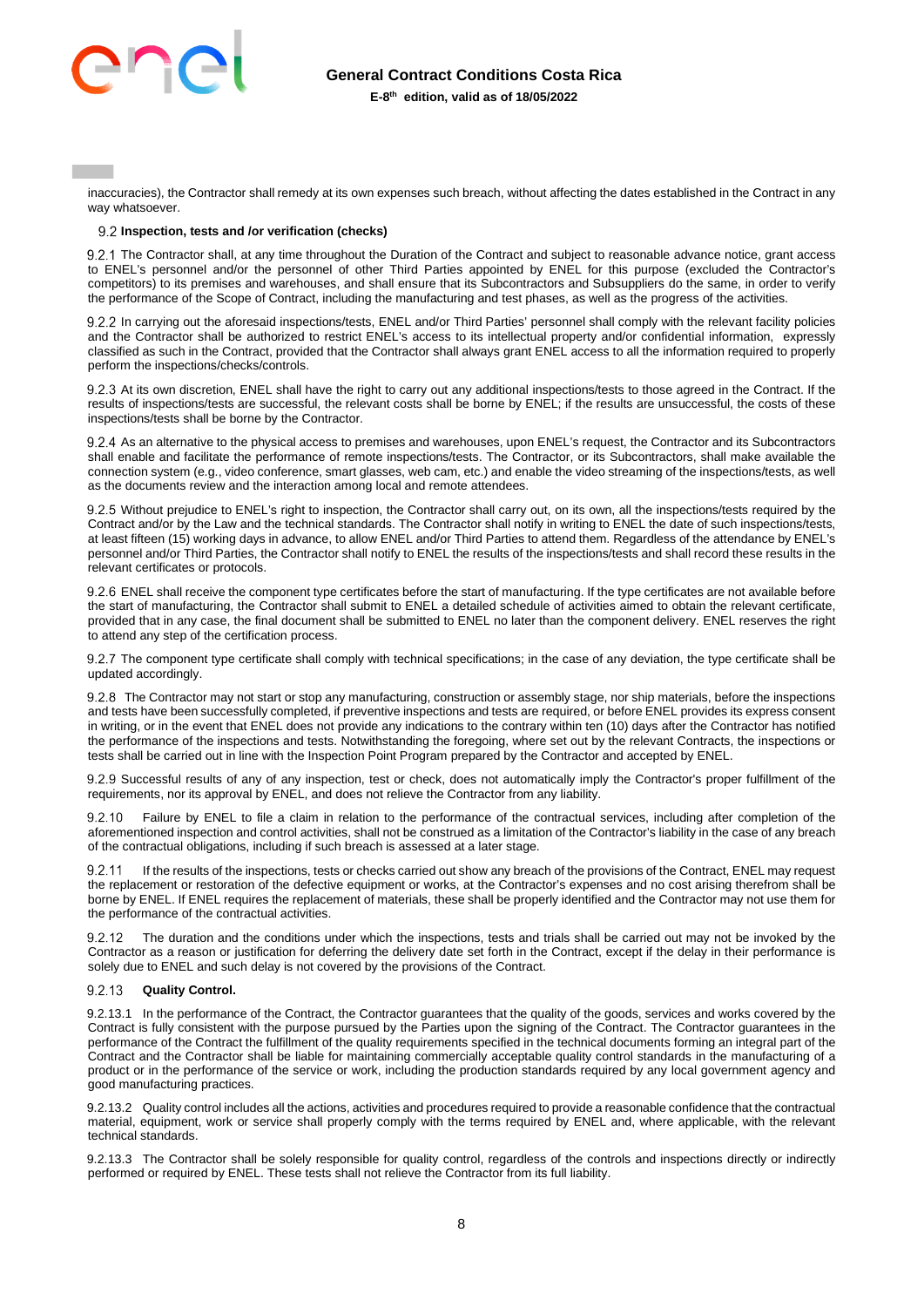inaccuracies), the Contractor shall remedy at its own expenses such breach, without affecting the dates established in the Contract in any way whatsoever.

### 9.2 Inspection, tests and /or verification (checks)

9.2.1 The Contractor shall, at any time throughout the Duration of the Contract and subject to reasonable advance notice, grant access to ENEL's personnel and/or the personnel of other Third Parties appointed by ENEL for this purpose (excluded the Contractor's competitors) to its premises and warehouses, and shall ensure that its Subcontractors and Subsuppliers do the same, in order to verify the performance of the Scope of Contract, including the manufacturing and test phases, as well as the progress of the activities.

9.2.2 In carrying out the aforesaid inspections/tests, ENEL and/or Third Parties' personnel shall comply with the relevant facility policies and the Contractor shall be authorized to restrict ENEL's access to its intellectual property and/or confidential information, expressly classified as such in the Contract, provided that the Contractor shall always grant ENEL access to all the information required to properly perform the inspections/checks/controls.

9.2.3 At its own discretion, ENEL shall have the right to carry out any additional inspections/tests to those agreed in the Contract. If the results of inspections/tests are successful, the relevant costs shall be borne by ENEL; if the results are unsuccessful, the costs of these inspections/tests shall be borne by the Contractor.

9.2.4 As an alternative to the physical access to premises and warehouses, upon ENEL's request, the Contractor and its Subcontractors shall enable and facilitate the performance of remote inspections/tests. The Contractor, or its Subcontractors, shall make available the connection system (e.g., video conference, smart glasses, web cam, etc.) and enable the video streaming of the inspections/tests, as well as the documents review and the interaction among local and remote attendees.

9.2.5 Without prejudice to ENEL's right to inspection, the Contractor shall carry out, on its own, all the inspections/tests required by the Contract and/or by the Law and the technical standards. The Contractor shall notify in writing to ENEL the date of such inspections/tests, at least fifteen (15) working days in advance, to allow ENEL and/or Third Parties to attend them. Regardless of the attendance by ENEL's personnel and/or Third Parties, the Contractor shall notify to ENEL the results of the inspections/tests and shall record these results in the relevant certificates or protocols.

9.2.6 ENEL shall receive the component type certificates before the start of manufacturing. If the type certificates are not available before the start of manufacturing, the Contractor shall submit to ENEL a detailed schedule of activities aimed to obtain the relevant certificate, provided that in any case, the final document shall be submitted to ENEL no later than the component delivery. ENEL reserves the right to attend any step of the certification process.

9.2.7 The component type certificate shall comply with technical specifications; in the case of any deviation, the type certificate shall be updated accordingly.

9.2.8 The Contractor may not start or stop any manufacturing, construction or assembly stage, nor ship materials, before the inspections and tests have been successfully completed, if preventive inspections and tests are required, or before ENEL provides its express consent in writing, or in the event that ENEL does not provide any indications to the contrary within ten (10) days after the Contractor has notified the performance of the inspections and tests. Notwithstanding the foregoing, where set out by the relevant Contracts, the inspections or tests shall be carried out in line with the Inspection Point Program prepared by the Contractor and accepted by ENEL.

9.2.9 Successful results of any of any inspection, test or check, does not automatically imply the Contractor's proper fulfillment of the requirements, nor its approval by ENEL, and does not relieve the Contractor from any liability.

9.2.10 Failure by ENEL to file a claim in relation to the performance of the contractual services, including after completion of the aforementioned inspection and control activities, shall not be construed as a limitation of the Contractor's liability in the case of any breach of the contractual obligations, including if such breach is assessed at a later stage.

9.2.11 If the results of the inspections, tests or checks carried out show any breach of the provisions of the Contract, ENEL may request the replacement or restoration of the defective equipment or works, at the Contractor's expenses and no cost arising therefrom shall be borne by ENEL. If ENEL requires the replacement of materials, these shall be properly identified and the Contractor may not use them for the performance of the contractual activities.

9.2.12 The duration and the conditions under which the inspections, tests and trials shall be carried out may not be invoked by the Contractor as a reason or justification for deferring the delivery date set forth in the Contract, except if the delay in their performance is solely due to ENEL and such delay is not covered by the provisions of the Contract.

#### 9.2.13 Quality Control.

9.2.13.1 In the performance of the Contract, the Contractor guarantees that the quality of the goods, services and works covered by the Contract is fully consistent with the purpose pursued by the Parties upon the signing of the Contract. The Contractor guarantees in the performance of the Contract the fulfillment of the quality requirements specified in the technical documents forming an integral part of the Contract and the Contractor shall be liable for maintaining commercially acceptable quality control standards in the manufacturing of a product or in the performance of the service or work, including the production standards required by any local government agency and good manufacturing practices.

9.2.13.2 Quality control includes all the actions, activities and procedures required to provide a reasonable confidence that the contractual material, equipment, work or service shall properly comply with the terms required by ENEL and, where applicable, with the relevant technical standards.

9.2.13.3 The Contractor shall be solely responsible for quality control, regardless of the controls and inspections directly or indirectly performed or required by ENEL. These tests shall not relieve the Contractor from its full liability.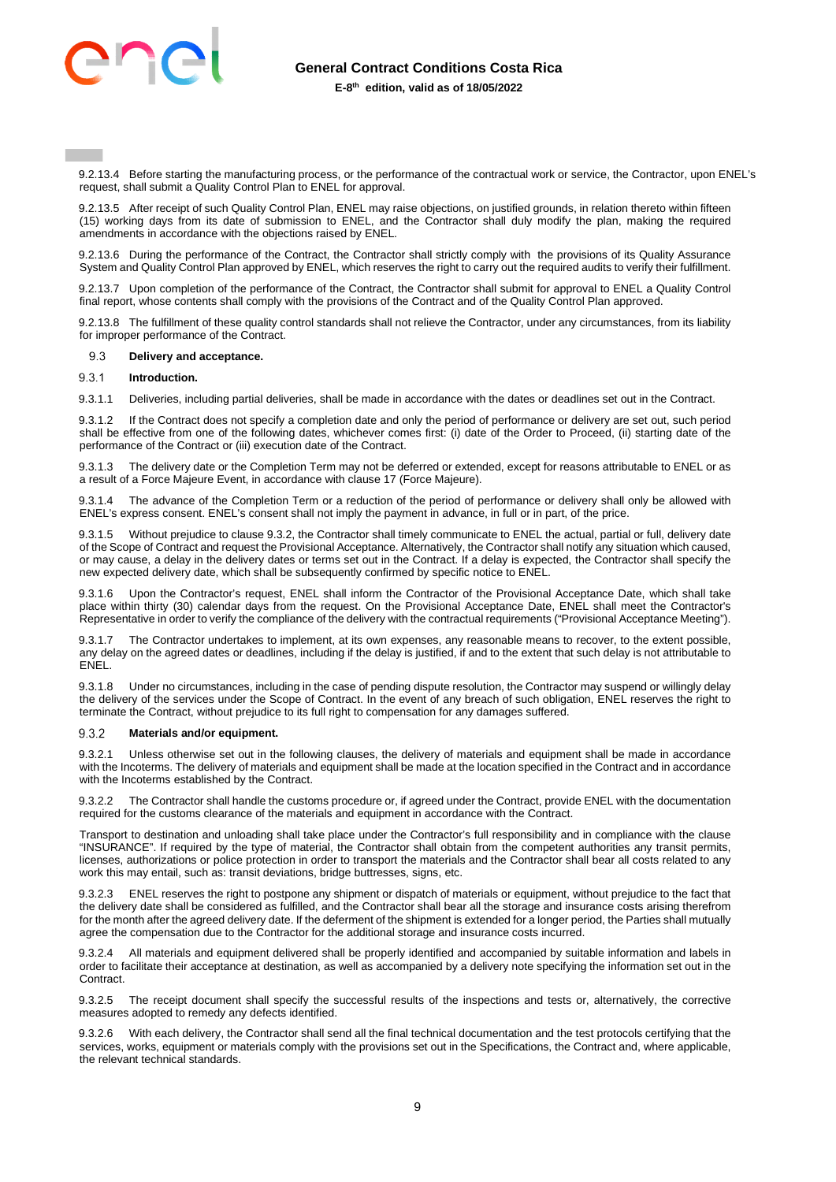9.2.13.4 Before starting the manufacturing process, or the performance of the contractual work or service, the Contractor, upon ENEL's request, shall submit a Quality Control Plan to ENEL for approval.

9.2.13.5 After receipt of such Quality Control Plan, ENEL may raise objections, on justified grounds, in relation thereto within fifteen (15) working days from its date of submission to ENEL, and the Contractor shall duly modify the plan, making the required amendments in accordance with the objections raised by ENEL.

9.2.13.6 During the performance of the Contract, the Contractor shall strictly comply with the provisions of its Quality Assurance System and Quality Control Plan approved by ENEL, which reserves the right to carry out the required audits to verify their fulfillment.

9.2.13.7 Upon completion of the performance of the Contract, the Contractor shall submit for approval to ENEL a Quality Control final report, whose contents shall comply with the provisions of the Contract and of the Quality Control Plan approved.

9.2.13.8 The fulfillment of these quality control standards shall not relieve the Contractor, under any circumstances, from its liability for improper performance of the Contract.

## 9.3 Delivery and acceptance.

### 9.3.1 Introduction.

9.3.1.1 Deliveries, including partial deliveries, shall be made in accordance with the dates or deadlines set out in the Contract.

9.3.1.2 If the Contract does not specify a completion date and only the period of performance or delivery are set out, such period shall be effective from one of the following dates, whichever comes first: (i) date of the Order to Proceed, (ii) starting date of the performance of the Contract or (iii) execution date of the Contract.

9.3.1.3 The delivery date or the Completion Term may not be deferred or extended, except for reasons attributable to ENEL or as a result of a Force Majeure Event, in accordance with clause 17 (Force Majeure).

9.3.1.4 The advance of the Completion Term or a reduction of the period of performance or delivery shall only be allowed with ENEL's express consent. ENEL's consent shall not imply the payment in advance, in full or in part, of the price.

9.3.1.5 Without prejudice to clause 9.3.2, the Contractor shall timely communicate to ENEL the actual, partial or full, delivery date of the Scope of Contract and request the Provisional Acceptance. Alternatively, the Contractor shall notify any situation which caused, or may cause, a delay in the delivery dates or terms set out in the Contract. If a delay is expected, the Contractor shall specify the new expected delivery date, which shall be subsequently confirmed by specific notice to ENEL.

9.3.1.6 Upon the Contractor's request, ENEL shall inform the Contractor of the Provisional Acceptance Date, which shall take place within thirty (30) calendar days from the request. On the Provisional Acceptance Date, ENEL shall meet the Contractor's Representative in order to verify the compliance of the delivery with the contractual requirements ("Provisional Acceptance Meeting").

9.3.1.7 The Contractor undertakes to implement, at its own expenses, any reasonable means to recover, to the extent possible, any delay on the agreed dates or deadlines, including if the delay is justified, if and to the extent that such delay is not attributable to ENEL.

9.3.1.8 Under no circumstances, including in the case of pending dispute resolution, the Contractor may suspend or willingly delay the delivery of the services under the Scope of Contract. In the event of any breach of such obligation, ENEL reserves the right to terminate the Contract, without prejudice to its full right to compensation for any damages suffered.

### 9.3.2 Materials and/or equipment.

9.3.2.1 Unless otherwise set out in the following clauses, the delivery of materials and equipment shall be made in accordance with the Incoterms. The delivery of materials and equipment shall be made at the location specified in the Contract and in accordance with the Incoterms established by the Contract.

9.3.2.2 The Contractor shall handle the customs procedure or, if agreed under the Contract, provide ENEL with the documentation required for the customs clearance of the materials and equipment in accordance with the Contract.

Transport to destination and unloading shall take place under the Contractor's full responsibility and in compliance with the clause "INSURANCE". If required by the type of material, the Contractor shall obtain from the competent authorities any transit permits, licenses, authorizations or police protection in order to transport the materials and the Contractor shall bear all costs related to any work this may entail, such as: transit deviations, bridge buttresses, signs, etc.

9.3.2.3 ENEL reserves the right to postpone any shipment or dispatch of materials or equipment, without prejudice to the fact that the delivery date shall be considered as fulfilled, and the Contractor shall bear all the storage and insurance costs arising therefrom for the month after the agreed delivery date. If the deferment of the shipment is extended for a longer period, the Parties shall mutually agree the compensation due to the Contractor for the additional storage and insurance costs incurred.

9.3.2.4 All materials and equipment delivered shall be properly identified and accompanied by suitable information and labels in order to facilitate their acceptance at destination, as well as accompanied by a delivery note specifying the information set out in the Contract.

9.3.2.5 The receipt document shall specify the successful results of the inspections and tests or, alternatively, the corrective measures adopted to remedy any defects identified.

9.3.2.6 With each delivery, the Contractor shall send all the final technical documentation and the test protocols certifying that the services, works, equipment or materials comply with the provisions set out in the Specifications, the Contract and, where applicable, the relevant technical standards.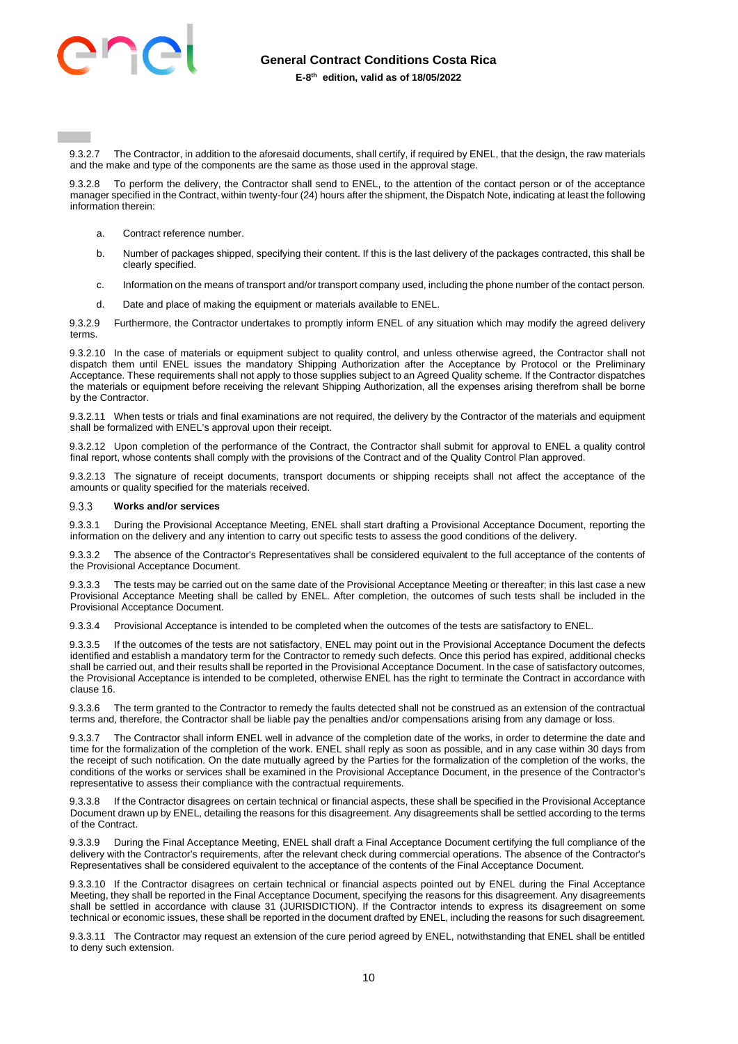9.3.2.7 The Contractor, in addition to the aforesaid documents, shall certify, if required by ENEL, that the design, the raw materials and the make and type of the components are the same as those used in the approval stage.

9.3.2.8 To perform the delivery, the Contractor shall send to ENEL, to the attention of the contact person or of the acceptance manager specified in the Contract, within twenty-four (24) hours after the shipment, the Dispatch Note, indicating at least the following information therein:

a. Contract reference number.

b. Number of packages shipped, specifying their content. If this is the last delivery of the packages contracted, this shall be clearly specified.

c. Information on the means of transport and/or transport company used, including the phone number of the contact person.

d. Date and place of making the equipment or materials available to ENEL.

9.3.2.9 Furthermore, the Contractor undertakes to promptly inform ENEL of any situation which may modify the agreed delivery terms.

9.3.2.10 In the case of materials or equipment subject to quality control, and unless otherwise agreed, the Contractor shall not dispatch them until ENEL issues the mandatory Shipping Authorization after the Acceptance by Protocol or the Preliminary Acceptance. These requirements shall not apply to those supplies subject to an Agreed Quality scheme. If the Contractor dispatches the materials or equipment before receiving the relevant Shipping Authorization, all the expenses arising therefrom shall be borne by the Contractor.

9.3.2.11 When tests or trials and final examinations are not required, the delivery by the Contractor of the materials and equipment shall be formalized with ENEL's approval upon their receipt.

9.3.2.12 Upon completion of the performance of the Contract, the Contractor shall submit for approval to ENEL a quality control final report, whose contents shall comply with the provisions of the Contract and of the Quality Control Plan approved.

9.3.2.13 The signature of receipt documents, transport documents or shipping receipts shall not affect the acceptance of the amounts or quality specified for the materials received.

### 9.3.3 Works and/or services

9.3.3.1 During the Provisional Acceptance Meeting, ENEL shall start drafting a Provisional Acceptance Document, reporting the information on the delivery and any intention to carry out specific tests to assess the good conditions of the delivery.

9.3.3.2 The absence of the Contractor's Representatives shall be considered equivalent to the full acceptance of the contents of the Provisional Acceptance Document.

9.3.3.3 The tests may be carried out on the same date of the Provisional Acceptance Meeting or thereafter; in this last case a new Provisional Acceptance Meeting shall be called by ENEL. After completion, the outcomes of such tests shall be included in the Provisional Acceptance Document.

9.3.3.4 Provisional Acceptance is intended to be completed when the outcomes of the tests are satisfactory to ENEL.

9.3.3.5 If the outcomes of the tests are not satisfactory, ENEL may point out in the Provisional Acceptance Document the defects identified and establish a mandatory term for the Contractor to remedy such defects. Once this period has expired, additional checks shall be carried out, and their results shall be reported in the Provisional Acceptance Document. In the case of satisfactory outcomes, the Provisional Acceptance is intended to be completed, otherwise ENEL has the right to terminate the Contract in accordance with clause 16.

9.3.3.6 The term granted to the Contractor to remedy the faults detected shall not be construed as an extension of the contractual terms and, therefore, the Contractor shall be liable pay the penalties and/or compensations arising from any damage or loss.

9.3.3.7 The Contractor shall inform ENEL well in advance of the completion date of the works, in order to determine the date and time for the formalization of the completion of the work. ENEL shall reply as soon as possible, and in any case within 30 days from the receipt of such notification. On the date mutually agreed by the Parties for the formalization of the completion of the works, the conditions of the works or services shall be examined in the Provisional Acceptance Document, in the presence of the Contractor's representative to assess their compliance with the contractual requirements.

9.3.3.8 If the Contractor disagrees on certain technical or financial aspects, these shall be specified in the Provisional Acceptance Document drawn up by ENEL, detailing the reasons for this disagreement. Any disagreements shall be settled according to the terms of the Contract.

9.3.3.9 During the Final Acceptance Meeting, ENEL shall draft a Final Acceptance Document certifying the full compliance of the delivery with the Contractor's requirements, after the relevant check during commercial operations. The absence of the Contractor's Representatives shall be considered equivalent to the acceptance of the contents of the Final Acceptance Document.

9.3.3.10 If the Contractor disagrees on certain technical or financial aspects pointed out by ENEL during the Final Acceptance Meeting, they shall be reported in the Final Acceptance Document, specifying the reasons for this disagreement. Any disagreements shall be settled in accordance with clause 31 (JURISDICTION). If the Contractor intends to express its disagreement on some technical or economic issues, these shall be reported in the document drafted by ENEL, including the reasons for such disagreement.

9.3.3.11 The Contractor may request an extension of the cure period agreed by ENEL, notwithstanding that ENEL shall be entitled to deny such extension.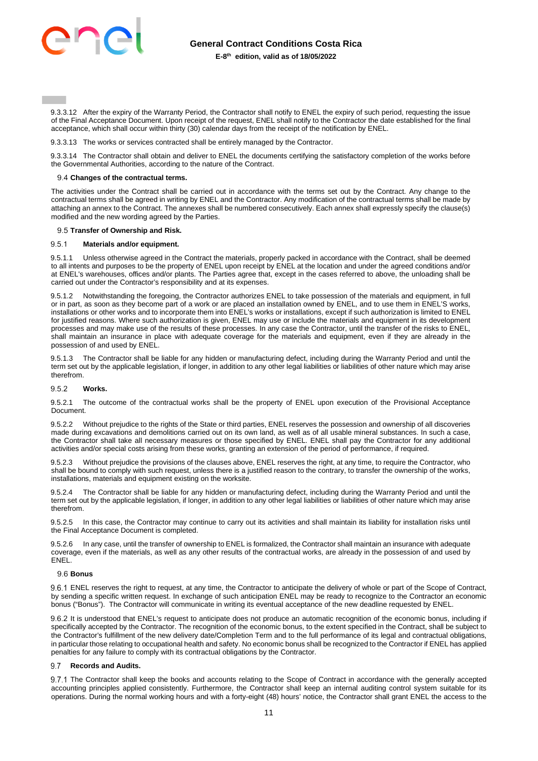9.3.3.12 After the expiry of the Warranty Period, the Contractor shall notify to ENEL the expiry of such period, requesting the issue of the Final Acceptance Document. Upon receipt of the request, ENEL shall notify to the Contractor the date established for the final acceptance, which shall occur within thirty (30) calendar days from the receipt of the notification by ENEL.

9.3.3.13 The works or services contracted shall be entirely managed by the Contractor.

9.3.3.14 The Contractor shall obtain and deliver to ENEL the documents certifying the satisfactory completion of the works before the Governmental Authorities, according to the nature of the Contract.

### 9.4 Changes of the contractual terms.

The activities under the Contract shall be carried out in accordance with the terms set out by the Contract. Any change to the contractual terms shall be agreed in writing by ENEL and the Contractor. Any modification of the contractual terms shall be made by attaching an annex to the Contract. The annexes shall be numbered consecutively. Each annex shall expressly specify the clause(s) modified and the new wording agreed by the Parties.

### 9.5 Transfer of Ownership and Risk.

#### 9.5.1 Materials and/or equipment.

9.5.1.1 Unless otherwise agreed in the Contract the materials, properly packed in accordance with the Contract, shall be deemed to all intents and purposes to be the property of ENEL upon receipt by ENEL at the location and under the agreed conditions and/or at ENEL's warehouses, offices and/or plants. The Parties agree that, except in the cases referred to above, the unloading shall be carried out under the Contractor's responsibility and at its expenses.

9.5.1.2 Notwithstanding the foregoing, the Contractor authorizes ENEL to take possession of the materials and equipment, in full or in part, as soon as they become part of a work or are placed an installation owned by ENEL, and to use them in ENEL'S works, installations or other works and to incorporate them into ENEL's works or installations, except if such authorization is limited to ENEL for justified reasons. Where such authorization is given, ENEL may use or include the materials and equipment in its development processes and may make use of the results of these processes. In any case the Contractor, until the transfer of the risks to ENEL, shall maintain an insurance in place with adequate coverage for the materials and equipment, even if they are already in the possession of and used by ENEL.

9.5.1.3 The Contractor shall be liable for any hidden or manufacturing defect, including during the Warranty Period and until the term set out by the applicable legislation, if longer, in addition to any other legal liabilities or liabilities of other nature which may arise therefrom.

#### 9.5.2 Works.

9.5.2.1 The outcome of the contractual works shall be the property of ENEL upon execution of the Provisional Acceptance Document.

9.5.2.2 Without prejudice to the rights of the State or third parties, ENEL reserves the possession and ownership of all discoveries made during excavations and demolitions carried out on its own land, as well as of all usable mineral substances. In such a case, the Contractor shall take all necessary measures or those specified by ENEL. ENEL shall pay the Contractor for any additional activities and/or special costs arising from these works, granting an extension of the period of performance, if required.

9.5.2.3 Without prejudice the provisions of the clauses above, ENEL reserves the right, at any time, to require the Contractor, who shall be bound to comply with such request, unless there is a justified reason to the contrary, to transfer the ownership of the works, installations, materials and equipment existing on the worksite.

9.5.2.4 The Contractor shall be liable for any hidden or manufacturing defect, including during the Warranty Period and until the term set out by the applicable legislation, if longer, in addition to any other legal liabilities or liabilities of other nature which may arise therefrom.

9.5.2.5 In this case, the Contractor may continue to carry out its activities and shall maintain its liability for installation risks until the Final Acceptance Document is completed.

9.5.2.6 In any case, until the transfer of ownership to ENEL is formalized, the Contractor shall maintain an insurance with adequate coverage, even if the materials, as well as any other results of the contractual works, are already in the possession of and used by ENEL.

### 9.6 Bonus

9.6.1 ENEL reserves the right to request, at any time, the Contractor to anticipate the delivery of whole or part of the Scope of Contract, by sending a specific written request. In exchange of such anticipation ENEL may be ready to recognize to the Contractor an economic bonus ("Bonus"). The Contractor will communicate in writing its eventual acceptance of the new deadline requested by ENEL.

9.6.2 It is understood that ENEL's request to anticipate does not produce an automatic recognition of the economic bonus, including if specifically accepted by the Contractor. The recognition of the economic bonus, to the extent specified in the Contract, shall be subject to the Contractor's fulfillment of the new delivery date/Completion Term and to the full performance of its legal and contractual obligations, in particular those relating to occupational health and safety. No economic bonus shall be recognized to the Contractor if ENEL has applied penalties for any failure to comply with its contractual obligations by the Contractor.

### 9.7 Records and Audits.

9.7.1 The Contractor shall keep the books and accounts relating to the Scope of Contract in accordance with the generally accepted accounting principles applied consistently. Furthermore, the Contractor shall keep an internal auditing control system suitable for its operations. During the normal working hours and with a forty-eight (48) hours' notice, the Contractor shall grant ENEL the access to the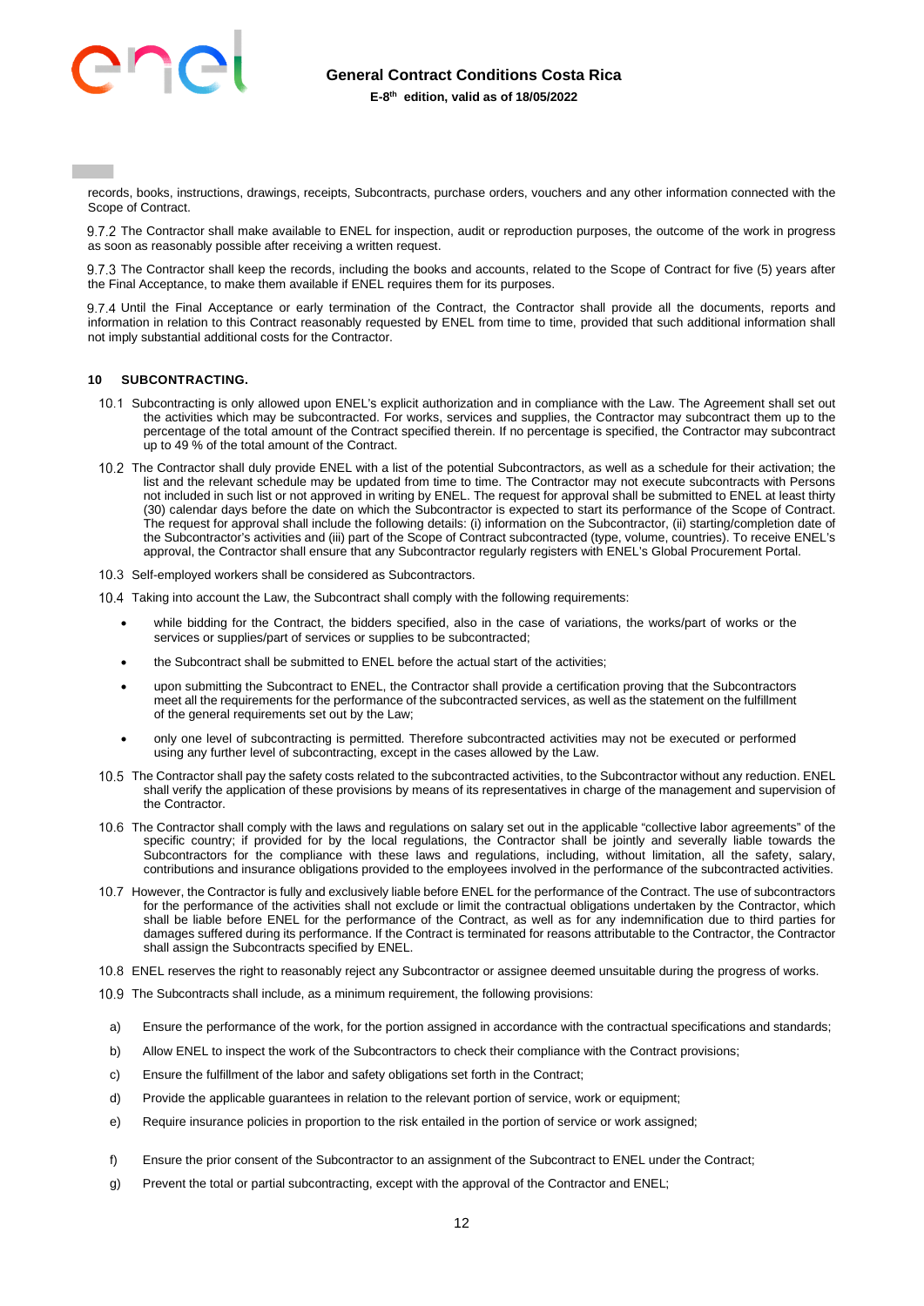records, books, instructions, drawings, receipts, Subcontracts, purchase orders, vouchers and any other information connected with the Scope of Contract.

9.7.2 The Contractor shall make available to ENEL for inspection, audit or reproduction purposes, the outcome of the work in progress as soon as reasonably possible after receiving a written request.

9.7.3 The Contractor shall keep the records, including the books and accounts, related to the Scope of Contract for five (5) years after the Final Acceptance, to make them available if ENEL requires them for its purposes.

9.7.4 Until the Final Acceptance or early termination of the Contract, the Contractor shall provide all the documents, reports and information in relation to this Contract reasonably requested by ENEL from time to time, provided that such additional information shall not imply substantial additional costs for the Contractor.

## 10 SUBCONTRACTING.

10.1 Subcontracting is only allowed upon ENEL's explicit authorization and in compliance with the Law. The Agreement shall set out the activities which may be subcontracted. For works, services and supplies, the Contractor may subcontract them up to the percentage of the total amount of the Contract specified therein. If no percentage is specified, the Contractor may subcontract up to 49 % of the total amount of the Contract.

10.2 The Contractor shall duly provide ENEL with a list of the potential Subcontractors, as well as a schedule for their activation; the list and the relevant schedule may be updated from time to time. The Contractor may not execute subcontracts with Persons not included in such list or not approved in writing by ENEL. The request for approval shall be submitted to ENEL at least thirty (30) calendar days before the date on which the Subcontractor is expected to start its performance of the Scope of Contract. The request for approval shall include the following details: (i) information on the Subcontractor, (ii) starting/completion date of the Subcontractor's activities and (iii) part of the Scope of Contract subcontracted (type, volume, countries). To receive ENEL's approval, the Contractor shall ensure that any Subcontractor regularly registers with ENEL's Global Procurement Portal.

10.3 Self-employed workers shall be considered as Subcontractors.

10.4 Taking into account the Law, the Subcontract shall comply with the following requirements:

- while bidding for the Contract, the bidders specified, also in the case of variations, the works/part of works or the services or supplies/part of services or supplies to be subcontracted;
- the Subcontract shall be submitted to ENEL before the actual start of the activities;
- upon submitting the Subcontract to ENEL, the Contractor shall provide a certification proving that the Subcontractors meet all the requirements for the performance of the subcontracted services, as well as the statement on the fulfillment of the general requirements set out by the Law;
- only one level of subcontracting is permitted. Therefore subcontracted activities may not be executed or performed using any further level of subcontracting, except in the cases allowed by the Law.

10.5 The Contractor shall pay the safety costs related to the subcontracted activities, to the Subcontractor without any reduction. ENEL shall verify the application of these provisions by means of its representatives in charge of the management and supervision of the Contractor.

10.6 The Contractor shall comply with the laws and regulations on salary set out in the applicable "collective labor agreements" of the specific country; if provided for by the local regulations, the Contractor shall be jointly and severally liable towards the Subcontractors for the compliance with these laws and regulations, including, without limitation, all the safety, salary, contributions and insurance obligations provided to the employees involved in the performance of the subcontracted activities.

10.7 However, the Contractor is fully and exclusively liable before ENEL for the performance of the Contract. The use of subcontractors for the performance of the activities shall not exclude or limit the contractual obligations undertaken by the Contractor, which shall be liable before ENEL for the performance of the Contract, as well as for any indemnification due to third parties for damages suffered during its performance. If the Contract is terminated for reasons attributable to the Contractor, the Contractor shall assign the Subcontracts specified by ENEL.

10.8 ENEL reserves the right to reasonably reject any Subcontractor or assignee deemed unsuitable during the progress of works.

10.9 The Subcontracts shall include, as a minimum requirement, the following provisions:

a) Ensure the performance of the work, for the portion assigned in accordance with the contractual specifications and standards;

b) Allow ENEL to inspect the work of the Subcontractors to check their compliance with the Contract provisions;

c) Ensure the fulfillment of the labor and safety obligations set forth in the Contract;

d) Provide the applicable guarantees in relation to the relevant portion of service, work or equipment;

e) Require insurance policies in proportion to the risk entailed in the portion of service or work assigned;

f) Ensure the prior consent of the Subcontractor to an assignment of the Subcontract to ENEL under the Contract;

g) Prevent the total or partial subcontracting, except with the approval of the Contractor and ENEL;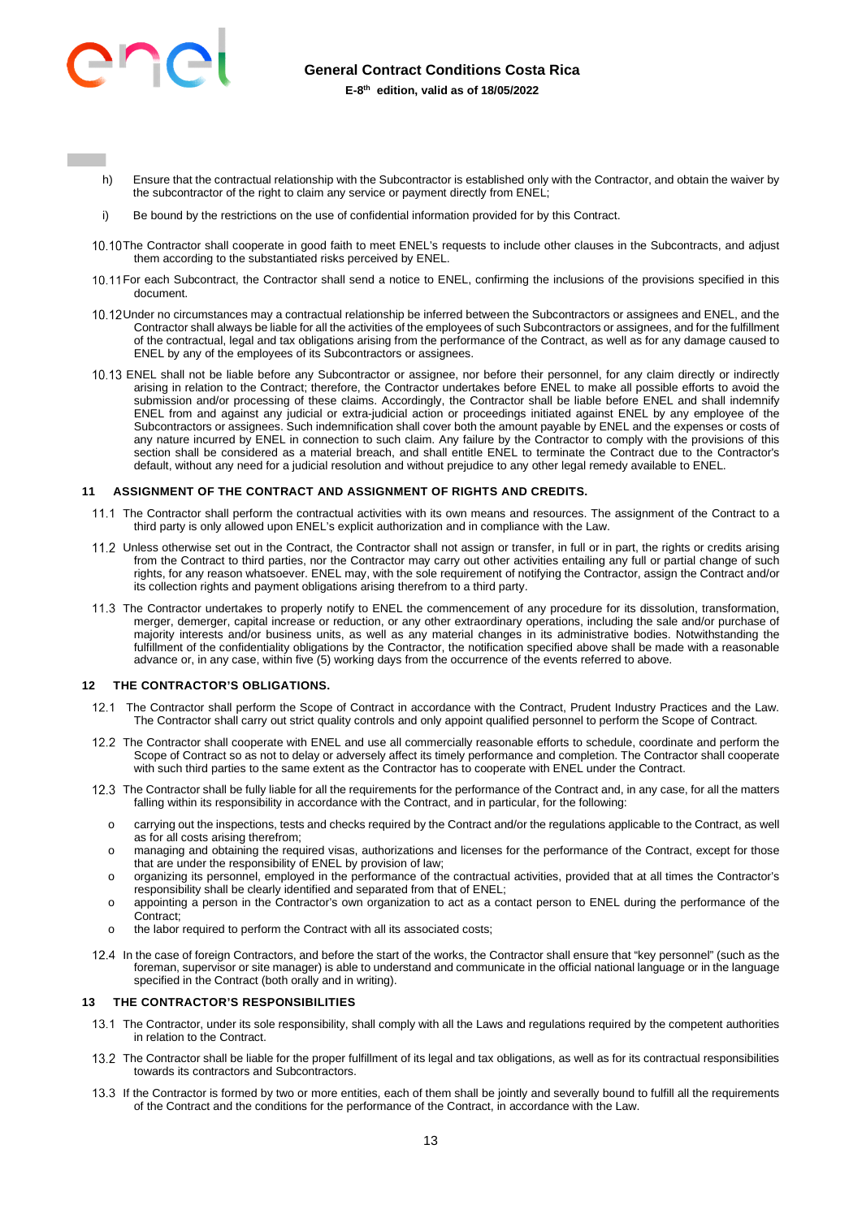h) Ensure that the contractual relationship with the Subcontractor is established only with the Contractor, and obtain the waiver by the subcontractor of the right to claim any service or payment directly from ENEL;

i) Be bound by the restrictions on the use of confidential information provided for by this Contract.

10.10 The Contractor shall cooperate in good faith to meet ENEL's requests to include other clauses in the Subcontracts, and adjust them according to the substantiated risks perceived by ENEL.

10.11 For each Subcontract, the Contractor shall send a notice to ENEL, confirming the inclusions of the provisions specified in this document.

10.12 Under no circumstances may a contractual relationship be inferred between the Subcontractors or assignees and ENEL, and the Contractor shall always be liable for all the activities of the employees of such Subcontractors or assignees, and for the fulfillment of the contractual, legal and tax obligations arising from the performance of the Contract, as well as for any damage caused to ENEL by any of the employees of its Subcontractors or assignees.

10.13 ENEL shall not be liable before any Subcontractor or assignee, nor before their personnel, for any claim directly or indirectly arising in relation to the Contract; therefore, the Contractor undertakes before ENEL to make all possible efforts to avoid the submission and/or processing of these claims. Accordingly, the Contractor shall be liable before ENEL and shall indemnify ENEL from and against any judicial or extra-judicial action or proceedings initiated against ENEL by any employee of the Subcontractors or assignees. Such indemnification shall cover both the amount payable by ENEL and the expenses or costs of any nature incurred by ENEL in connection to such claim. Any failure by the Contractor to comply with the provisions of this section shall be considered as a material breach, and shall entitle ENEL to terminate the Contract due to the Contractor's default, without any need for a judicial resolution and without prejudice to any other legal remedy available to ENEL.

## 11 ASSIGNMENT OF THE CONTRACT AND ASSIGNMENT OF RIGHTS AND CREDITS.

11.1 The Contractor shall perform the contractual activities with its own means and resources. The assignment of the Contract to a third party is only allowed upon ENEL's explicit authorization and in compliance with the Law.

11.2 Unless otherwise set out in the Contract, the Contractor shall not assign or transfer, in full or in part, the rights or credits arising from the Contract to third parties, nor the Contractor may carry out other activities entailing any full or partial change of such rights, for any reason whatsoever. ENEL may, with the sole requirement of notifying the Contractor, assign the Contract and/or its collection rights and payment obligations arising therefrom to a third party.

11.3 The Contractor undertakes to properly notify to ENEL the commencement of any procedure for its dissolution, transformation, merger, demerger, capital increase or reduction, or any other extraordinary operations, including the sale and/or purchase of majority interests and/or business units, as well as any material changes in its administrative bodies. Notwithstanding the fulfillment of the confidentiality obligations by the Contractor, the notification specified above shall be made with a reasonable advance or, in any case, within five (5) working days from the occurrence of the events referred to above.

## 12 THE CONTRACTOR'S OBLIGATIONS.

12.1 The Contractor shall perform the Scope of Contract in accordance with the Contract, Prudent Industry Practices and the Law. The Contractor shall carry out strict quality controls and only appoint qualified personnel to perform the Scope of Contract.

12.2 The Contractor shall cooperate with ENEL and use all commercially reasonable efforts to schedule, coordinate and perform the Scope of Contract so as not to delay or adversely affect its timely performance and completion. The Contractor shall cooperate with such third parties to the same extent as the Contractor has to cooperate with ENEL under the Contract.

12.3 The Contractor shall be fully liable for all the requirements for the performance of the Contract and, in any case, for all the matters falling within its responsibility in accordance with the Contract, and in particular, for the following:

- carrying out the inspections, tests and checks required by the Contract and/or the regulations applicable to the Contract, as well as for all costs arising therefrom;
- managing and obtaining the required visas, authorizations and licenses for the performance of the Contract, except for those that are under the responsibility of ENEL by provision of law;
- organizing its personnel, employed in the performance of the contractual activities, provided that at all times the Contractor's responsibility shall be clearly identified and separated from that of ENEL;
- appointing a person in the Contractor's own organization to act as a contact person to ENEL during the performance of the Contract;
- the labor required to perform the Contract with all its associated costs;

12.4 In the case of foreign Contractors, and before the start of the works, the Contractor shall ensure that "key personnel" (such as the foreman, supervisor or site manager) is able to understand and communicate in the official national language or in the language specified in the Contract (both orally and in writing).

## 13 THE CONTRACTOR'S RESPONSIBILITIES

13.1 The Contractor, under its sole responsibility, shall comply with all the Laws and regulations required by the competent authorities in relation to the Contract.

13.2 The Contractor shall be liable for the proper fulfillment of its legal and tax obligations, as well as for its contractual responsibilities towards its contractors and Subcontractors.

13.3 If the Contractor is formed by two or more entities, each of them shall be jointly and severally bound to fulfill all the requirements of the Contract and the conditions for the performance of the Contract, in accordance with the Law.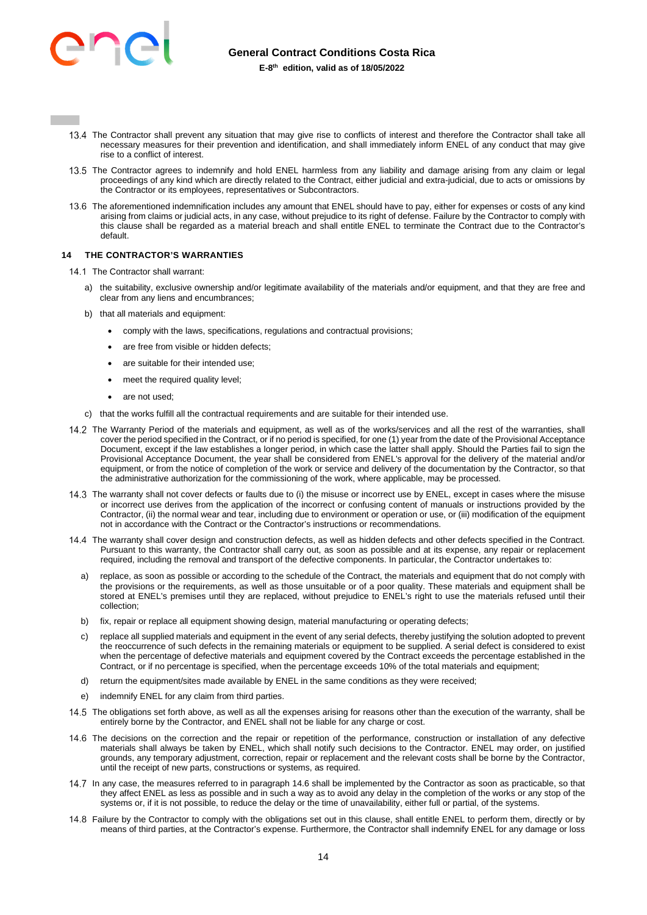13.4 The Contractor shall prevent any situation that may give rise to conflicts of interest and therefore the Contractor shall take all necessary measures for their prevention and identification, and shall immediately inform ENEL of any conduct that may give rise to a conflict of interest.

13.5 The Contractor agrees to indemnify and hold ENEL harmless from any liability and damage arising from any claim or legal proceedings of any kind which are directly related to the Contract, either judicial and extra-judicial, due to acts or omissions by the Contractor or its employees, representatives or Subcontractors.

13.6 The aforementioned indemnification includes any amount that ENEL should have to pay, either for expenses or costs of any kind arising from claims or judicial acts, in any case, without prejudice to its right of defense. Failure by the Contractor to comply with this clause shall be regarded as a material breach and shall entitle ENEL to terminate the Contract due to the Contractor's default.

## 14 THE CONTRACTOR'S WARRANTIES

14.1 The Contractor shall warrant:

a) the suitability, exclusive ownership and/or legitimate availability of the materials and/or equipment, and that they are free and clear from any liens and encumbrances;

b) that all materials and equipment:

- comply with the laws, specifications, regulations and contractual provisions;
- are free from visible or hidden defects;
- are suitable for their intended use;
- meet the required quality level;
- are not used;

c) that the works fulfill all the contractual requirements and are suitable for their intended use.

14.2 The Warranty Period of the materials and equipment, as well as of the works/services and all the rest of the warranties, shall cover the period specified in the Contract, or if no period is specified, for one (1) year from the date of the Provisional Acceptance Document, except if the law establishes a longer period, in which case the latter shall apply. Should the Parties fail to sign the Provisional Acceptance Document, the year shall be considered from ENEL's approval for the delivery of the material and/or equipment, or from the notice of completion of the work or service and delivery of the documentation by the Contractor, so that the administrative authorization for the commissioning of the work, where applicable, may be processed.

14.3 The warranty shall not cover defects or faults due to (i) the misuse or incorrect use by ENEL, except in cases where the misuse or incorrect use derives from the application of the incorrect or confusing content of manuals or instructions provided by the Contractor, (ii) the normal wear and tear, including due to environment or operation or use, or (iii) modification of the equipment not in accordance with the Contract or the Contractor's instructions or recommendations.

14.4 The warranty shall cover design and construction defects, as well as hidden defects and other defects specified in the Contract. Pursuant to this warranty, the Contractor shall carry out, as soon as possible and at its expense, any repair or replacement required, including the removal and transport of the defective components. In particular, the Contractor undertakes to:

a) replace, as soon as possible or according to the schedule of the Contract, the materials and equipment that do not comply with the provisions or the requirements, as well as those unsuitable or of a poor quality. These materials and equipment shall be stored at ENEL's premises until they are replaced, without prejudice to ENEL's right to use the materials refused until their collection;

b) fix, repair or replace all equipment showing design, material manufacturing or operating defects;

c) replace all supplied materials and equipment in the event of any serial defects, thereby justifying the solution adopted to prevent the reoccurrence of such defects in the remaining materials or equipment to be supplied. A serial defect is considered to exist when the percentage of defective materials and equipment covered by the Contract exceeds the percentage established in the Contract, or if no percentage is specified, when the percentage exceeds 10% of the total materials and equipment;

d) return the equipment/sites made available by ENEL in the same conditions as they were received;

e) indemnify ENEL for any claim from third parties.

14.5 The obligations set forth above, as well as all the expenses arising for reasons other than the execution of the warranty, shall be entirely borne by the Contractor, and ENEL shall not be liable for any charge or cost.

14.6 The decisions on the correction and the repair or repetition of the performance, construction or installation of any defective materials shall always be taken by ENEL, which shall notify such decisions to the Contractor. ENEL may order, on justified grounds, any temporary adjustment, correction, repair or replacement and the relevant costs shall be borne by the Contractor, until the receipt of new parts, constructions or systems, as required.

14.7 In any case, the measures referred to in paragraph 14.6 shall be implemented by the Contractor as soon as practicable, so that they affect ENEL as less as possible and in such a way as to avoid any delay in the completion of the works or any stop of the systems or, if it is not possible, to reduce the delay or the time of unavailability, either full or partial, of the systems.

14.8 Failure by the Contractor to comply with the obligations set out in this clause, shall entitle ENEL to perform them, directly or by means of third parties, at the Contractor's expense. Furthermore, the Contractor shall indemnify ENEL for any damage or loss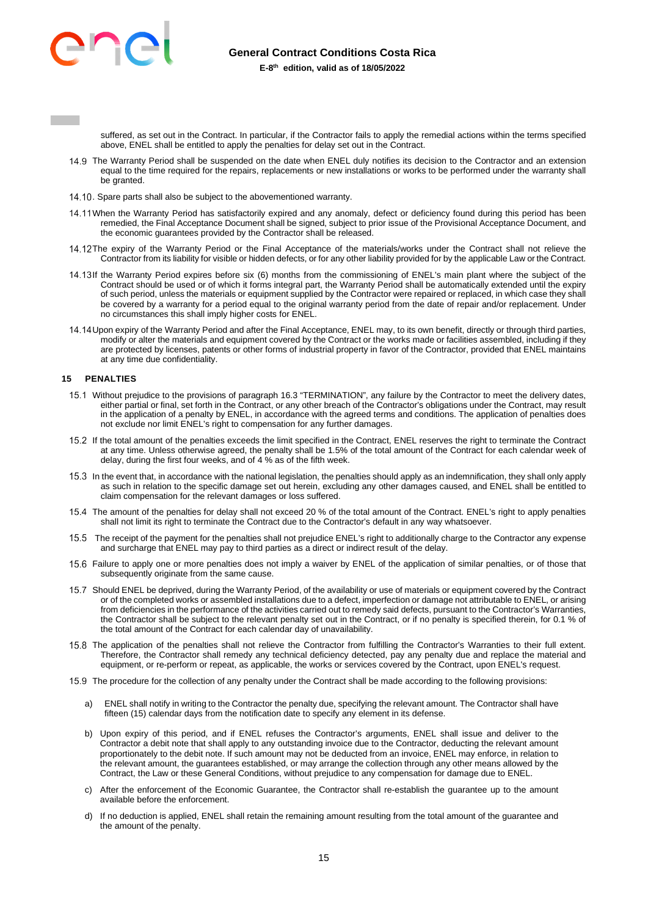suffered, as set out in the Contract. In particular, if the Contractor fails to apply the remedial actions within the terms specified above, ENEL shall be entitled to apply the penalties for delay set out in the Contract.

14.9 The Warranty Period shall be suspended on the date when ENEL duly notifies its decision to the Contractor and an extension equal to the time required for the repairs, replacements or new installations or works to be performed under the warranty shall be granted.

14.10. Spare parts shall also be subject to the abovementioned warranty.

14.11 When the Warranty Period has satisfactorily expired and any anomaly, defect or deficiency found during this period has been remedied, the Final Acceptance Document shall be signed, subject to prior issue of the Provisional Acceptance Document, and the economic guarantees provided by the Contractor shall be released.

14.12 The expiry of the Warranty Period or the Final Acceptance of the materials/works under the Contract shall not relieve the Contractor from its liability for visible or hidden defects, or for any other liability provided for by the applicable Law or the Contract.

14.13 If the Warranty Period expires before six (6) months from the commissioning of ENEL's main plant where the subject of the Contract should be used or of which it forms integral part, the Warranty Period shall be automatically extended until the expiry of such period, unless the materials or equipment supplied by the Contractor were repaired or replaced, in which case they shall be covered by a warranty for a period equal to the original warranty period from the date of repair and/or replacement. Under no circumstances this shall imply higher costs for ENEL.

14.14 Upon expiry of the Warranty Period and after the Final Acceptance, ENEL may, to its own benefit, directly or through third parties, modify or alter the materials and equipment covered by the Contract or the works made or facilities assembled, including if they are protected by licenses, patents or other forms of industrial property in favor of the Contractor, provided that ENEL maintains at any time due confidentiality.

## 15 PENALTIES

15.1 Without prejudice to the provisions of paragraph 16.3 "TERMINATION", any failure by the Contractor to meet the delivery dates, either partial or final, set forth in the Contract, or any other breach of the Contractor's obligations under the Contract, may result in the application of a penalty by ENEL, in accordance with the agreed terms and conditions. The application of penalties does not exclude nor limit ENEL's right to compensation for any further damages.

15.2 If the total amount of the penalties exceeds the limit specified in the Contract, ENEL reserves the right to terminate the Contract at any time. Unless otherwise agreed, the penalty shall be 1.5% of the total amount of the Contract for each calendar week of delay, during the first four weeks, and of 4 % as of the fifth week.

15.3 In the event that, in accordance with the national legislation, the penalties should apply as an indemnification, they shall only apply as such in relation to the specific damage set out herein, excluding any other damages caused, and ENEL shall be entitled to claim compensation for the relevant damages or loss suffered.

15.4 The amount of the penalties for delay shall not exceed 20 % of the total amount of the Contract. ENEL's right to apply penalties shall not limit its right to terminate the Contract due to the Contractor's default in any way whatsoever.

15.5 The receipt of the payment for the penalties shall not prejudice ENEL's right to additionally charge to the Contractor any expense and surcharge that ENEL may pay to third parties as a direct or indirect result of the delay.

15.6 Failure to apply one or more penalties does not imply a waiver by ENEL of the application of similar penalties, or of those that subsequently originate from the same cause.

15.7 Should ENEL be deprived, during the Warranty Period, of the availability or use of materials or equipment covered by the Contract or of the completed works or assembled installations due to a defect, imperfection or damage not attributable to ENEL, or arising from deficiencies in the performance of the activities carried out to remedy said defects, pursuant to the Contractor's Warranties, the Contractor shall be subject to the relevant penalty set out in the Contract, or if no penalty is specified therein, for 0.1 % of the total amount of the Contract for each calendar day of unavailability.

15.8 The application of the penalties shall not relieve the Contractor from fulfilling the Contractor's Warranties to their full extent. Therefore, the Contractor shall remedy any technical deficiency detected, pay any penalty due and replace the material and equipment, or re-perform or repeat, as applicable, the works or services covered by the Contract, upon ENEL's request.

15.9 The procedure for the collection of any penalty under the Contract shall be made according to the following provisions:

a) ENEL shall notify in writing to the Contractor the penalty due, specifying the relevant amount. The Contractor shall have fifteen (15) calendar days from the notification date to specify any element in its defense.

b) Upon expiry of this period, and if ENEL refuses the Contractor's arguments, ENEL shall issue and deliver to the Contractor a debit note that shall apply to any outstanding invoice due to the Contractor, deducting the relevant amount proportionately to the debit note. If such amount may not be deducted from an invoice, ENEL may enforce, in relation to the relevant amount, the guarantees established, or may arrange the collection through any other means allowed by the Contract, the Law or these General Conditions, without prejudice to any compensation for damage due to ENEL.

c) After the enforcement of the Economic Guarantee, the Contractor shall re-establish the guarantee up to the amount available before the enforcement.

d) If no deduction is applied, ENEL shall retain the remaining amount resulting from the total amount of the guarantee and the amount of the penalty.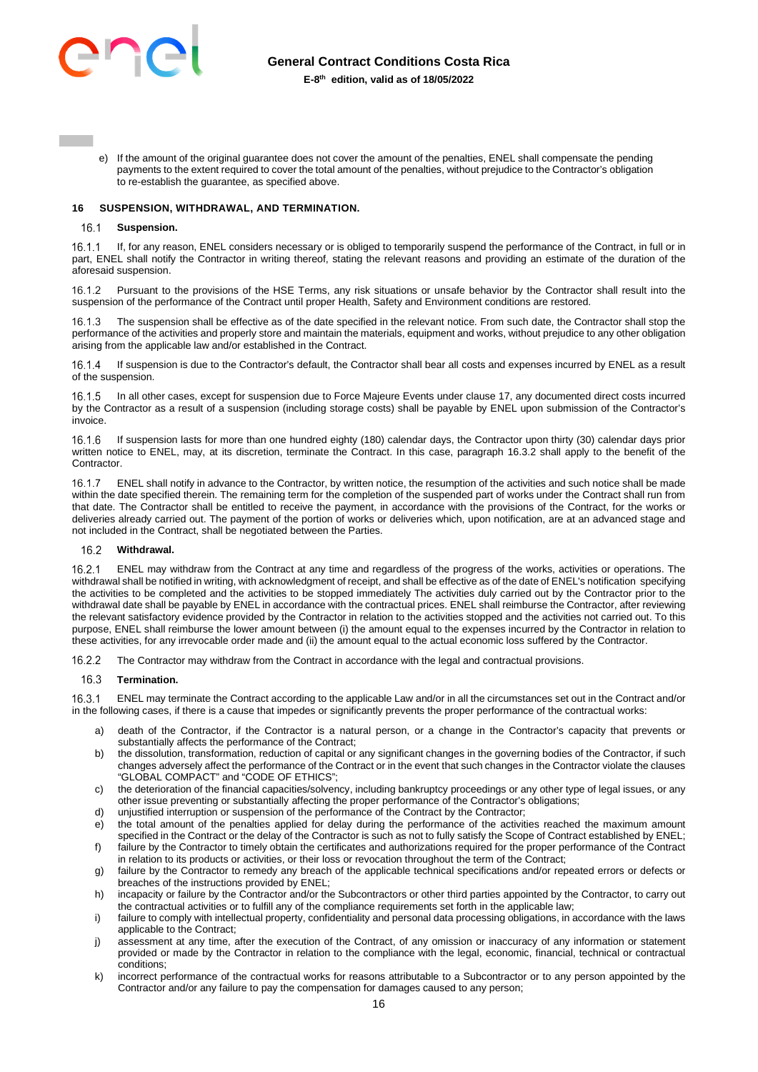e) If the amount of the original guarantee does not cover the amount of the penalties, ENEL shall compensate the pending payments to the extent required to cover the total amount of the penalties, without prejudice to the Contractor's obligation to re-establish the guarantee, as specified above.

## 16 SUSPENSION, WITHDRAWAL, AND TERMINATION.

### 16.1 Suspension.

16.1.1 If, for any reason, ENEL considers necessary or is obliged to temporarily suspend the performance of the Contract, in full or in part, ENEL shall notify the Contractor in writing thereof, stating the relevant reasons and providing an estimate of the duration of the aforesaid suspension.

16.1.2 Pursuant to the provisions of the HSE Terms, any risk situations or unsafe behavior by the Contractor shall result into the suspension of the performance of the Contract until proper Health, Safety and Environment conditions are restored.

16.1.3 The suspension shall be effective as of the date specified in the relevant notice. From such date, the Contractor shall stop the performance of the activities and properly store and maintain the materials, equipment and works, without prejudice to any other obligation arising from the applicable law and/or established in the Contract.

16.1.4 If suspension is due to the Contractor's default, the Contractor shall bear all costs and expenses incurred by ENEL as a result of the suspension.

16.1.5 In all other cases, except for suspension due to Force Majeure Events under clause 17, any documented direct costs incurred by the Contractor as a result of a suspension (including storage costs) shall be payable by ENEL upon submission of the Contractor's invoice.

16.1.6 If suspension lasts for more than one hundred eighty (180) calendar days, the Contractor upon thirty (30) calendar days prior written notice to ENEL, may, at its discretion, terminate the Contract. In this case, paragraph 16.3.2 shall apply to the benefit of the Contractor.

16.1.7 ENEL shall notify in advance to the Contractor, by written notice, the resumption of the activities and such notice shall be made within the date specified therein. The remaining term for the completion of the suspended part of works under the Contract shall run from that date. The Contractor shall be entitled to receive the payment, in accordance with the provisions of the Contract, for the works or deliveries already carried out. The payment of the portion of works or deliveries which, upon notification, are at an advanced stage and not included in the Contract, shall be negotiated between the Parties.

### 16.2 Withdrawal.

16.2.1 ENEL may withdraw from the Contract at any time and regardless of the progress of the works, activities or operations. The withdrawal shall be notified in writing, with acknowledgment of receipt, and shall be effective as of the date of ENEL's notification specifying the activities to be completed and the activities to be stopped immediately The activities duly carried out by the Contractor prior to the withdrawal date shall be payable by ENEL in accordance with the contractual prices. ENEL shall reimburse the Contractor, after reviewing the relevant satisfactory evidence provided by the Contractor in relation to the activities stopped and the activities not carried out. To this purpose, ENEL shall reimburse the lower amount between (i) the amount equal to the expenses incurred by the Contractor in relation to these activities, for any irrevocable order made and (ii) the amount equal to the actual economic loss suffered by the Contractor.

16.2.2 The Contractor may withdraw from the Contract in accordance with the legal and contractual provisions.

### 16.3 Termination.

16.3.1 ENEL may terminate the Contract according to the applicable Law and/or in all the circumstances set out in the Contract and/or in the following cases, if there is a cause that impedes or significantly prevents the proper performance of the contractual works:

a) death of the Contractor, if the Contractor is a natural person, or a change in the Contractor's capacity that prevents or substantially affects the performance of the Contract;
b) the dissolution, transformation, reduction of capital or any significant changes in the governing bodies of the Contractor, if such changes adversely affect the performance of the Contract or in the event that such changes in the Contractor violate the clauses "GLOBAL COMPACT" and "CODE OF ETHICS";
c) the deterioration of the financial capacities/solvency, including bankruptcy proceedings or any other type of legal issues, or any other issue preventing or substantially affecting the proper performance of the Contractor's obligations;
d) unjustified interruption or suspension of the performance of the Contract by the Contractor;
e) the total amount of the penalties applied for delay during the performance of the activities reached the maximum amount specified in the Contract or the delay of the Contractor is such as not to fully satisfy the Scope of Contract established by ENEL;
f) failure by the Contractor to timely obtain the certificates and authorizations required for the proper performance of the Contract in relation to its products or activities, or their loss or revocation throughout the term of the Contract;
g) failure by the Contractor to remedy any breach of the applicable technical specifications and/or repeated errors or defects or breaches of the instructions provided by ENEL;
h) incapacity or failure by the Contractor and/or the Subcontractors or other third parties appointed by the Contractor, to carry out the contractual activities or to fulfill any of the compliance requirements set forth in the applicable law;
i) failure to comply with intellectual property, confidentiality and personal data processing obligations, in accordance with the laws applicable to the Contract;
j) assessment at any time, after the execution of the Contract, of any omission or inaccuracy of any information or statement provided or made by the Contractor in relation to the compliance with the legal, economic, financial, technical or contractual conditions;
k) incorrect performance of the contractual works for reasons attributable to a Subcontractor or to any person appointed by the Contractor and/or any failure to pay the compensation for damages caused to any person;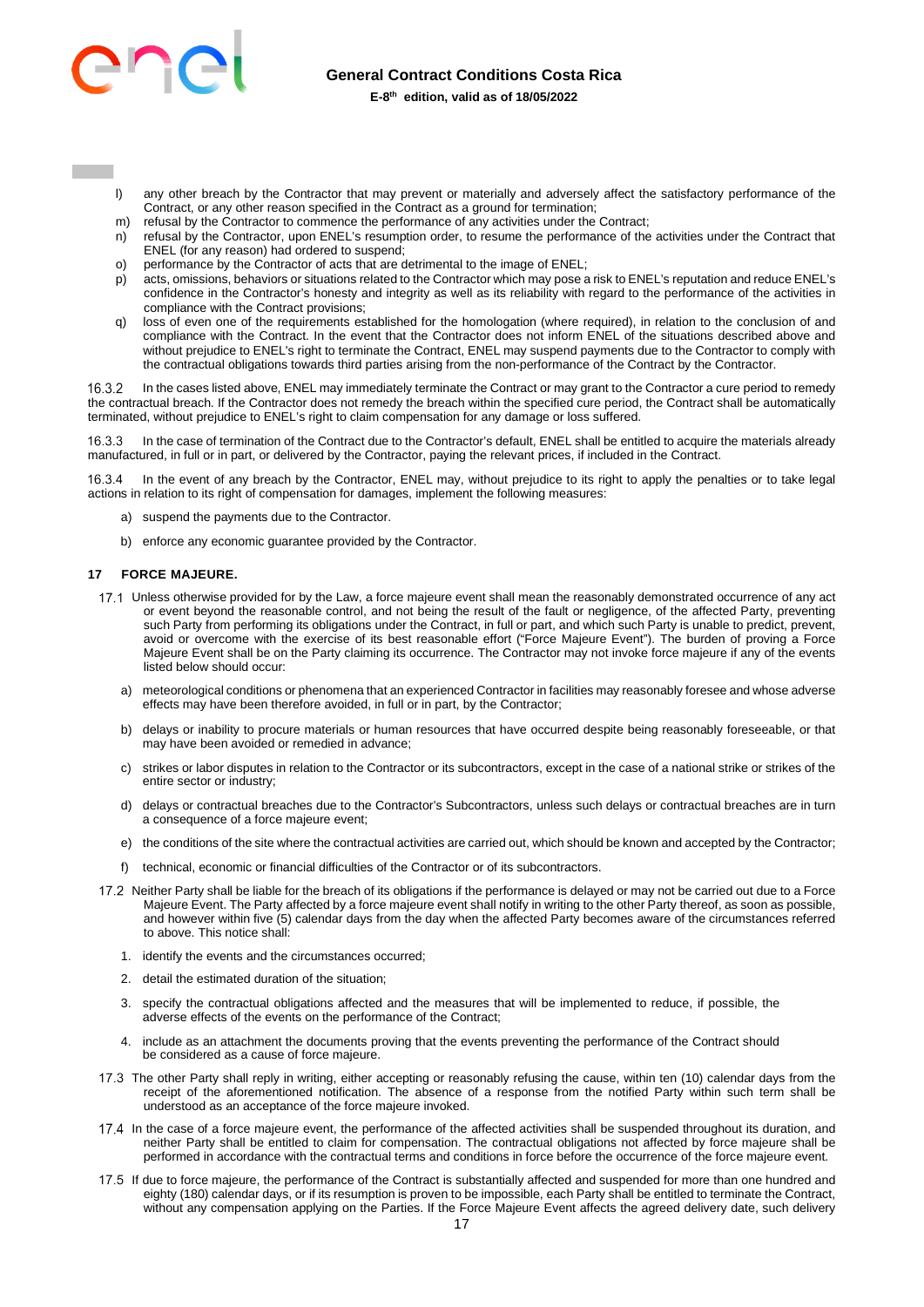l) any other breach by the Contractor that may prevent or materially and adversely affect the satisfactory performance of the Contract, or any other reason specified in the Contract as a ground for termination;

m) refusal by the Contractor to commence the performance of any activities under the Contract;

n) refusal by the Contractor, upon ENEL's resumption order, to resume the performance of the activities under the Contract that ENEL (for any reason) had ordered to suspend;

o) performance by the Contractor of acts that are detrimental to the image of ENEL;

p) acts, omissions, behaviors or situations related to the Contractor which may pose a risk to ENEL's reputation and reduce ENEL's confidence in the Contractor's honesty and integrity as well as its reliability with regard to the performance of the activities in compliance with the Contract provisions;

q) loss of even one of the requirements established for the homologation (where required), in relation to the conclusion of and compliance with the Contract. In the event that the Contractor does not inform ENEL of the situations described above and without prejudice to ENEL's right to terminate the Contract, ENEL may suspend payments due to the Contractor to comply with the contractual obligations towards third parties arising from the non-performance of the Contract by the Contractor.

16.3.2 In the cases listed above, ENEL may immediately terminate the Contract or may grant to the Contractor a cure period to remedy the contractual breach. If the Contractor does not remedy the breach within the specified cure period, the Contract shall be automatically terminated, without prejudice to ENEL's right to claim compensation for any damage or loss suffered.

16.3.3 In the case of termination of the Contract due to the Contractor's default, ENEL shall be entitled to acquire the materials already manufactured, in full or in part, or delivered by the Contractor, paying the relevant prices, if included in the Contract.

16.3.4 In the event of any breach by the Contractor, ENEL may, without prejudice to its right to apply the penalties or to take legal actions in relation to its right of compensation for damages, implement the following measures:

a) suspend the payments due to the Contractor.

b) enforce any economic guarantee provided by the Contractor.

## 17 FORCE MAJEURE.

17.1 Unless otherwise provided for by the Law, a force majeure event shall mean the reasonably demonstrated occurrence of any act or event beyond the reasonable control, and not being the result of the fault or negligence, of the affected Party, preventing such Party from performing its obligations under the Contract, in full or in part, and which such Party is unable to predict, prevent, avoid or overcome with the exercise of its best reasonable effort ("Force Majeure Event"). The burden of proving a Force Majeure Event shall be on the Party claiming its occurrence. The Contractor may not invoke force majeure if any of the events listed below should occur:

a) meteorological conditions or phenomena that an experienced Contractor in facilities may reasonably foresee and whose adverse effects may have been therefore avoided, in full or in part, by the Contractor;

b) delays or inability to procure materials or human resources that have occurred despite being reasonably foreseeable, or that may have been avoided or remedied in advance;

c) strikes or labor disputes in relation to the Contractor or its subcontractors, except in the case of a national strike or strikes of the entire sector or industry;

d) delays or contractual breaches due to the Contractor's Subcontractors, unless such delays or contractual breaches are in turn a consequence of a force majeure event;

e) the conditions of the site where the contractual activities are carried out, which should be known and accepted by the Contractor;

f) technical, economic or financial difficulties of the Contractor or of its subcontractors.

17.2 Neither Party shall be liable for the breach of its obligations if the performance is delayed or may not be carried out due to a Force Majeure Event. The Party affected by a force majeure event shall notify in writing to the other Party thereof, as soon as possible, and however within five (5) calendar days from the day when the affected Party becomes aware of the circumstances referred to above. This notice shall:

1. identify the events and the circumstances occurred;
2. detail the estimated duration of the situation;
3. specify the contractual obligations affected and the measures that will be implemented to reduce, if possible, the adverse effects of the events on the performance of the Contract;
4. include as an attachment the documents proving that the events preventing the performance of the Contract should be considered as a cause of force majeure.

17.3 The other Party shall reply in writing, either accepting or reasonably refusing the cause, within ten (10) calendar days from the receipt of the aforementioned notification. The absence of a response from the notified Party within such term shall be understood as an acceptance of the force majeure invoked.

17.4 In the case of a force majeure event, the performance of the affected activities shall be suspended throughout its duration, and neither Party shall be entitled to claim for compensation. The contractual obligations not affected by force majeure shall be performed in accordance with the contractual terms and conditions in force before the occurrence of the force majeure event.

17.5 If due to force majeure, the performance of the Contract is substantially affected and suspended for more than one hundred and eighty (180) calendar days, or if its resumption is proven to be impossible, each Party shall be entitled to terminate the Contract, without any compensation applying on the Parties. If the Force Majeure Event affects the agreed delivery date, such delivery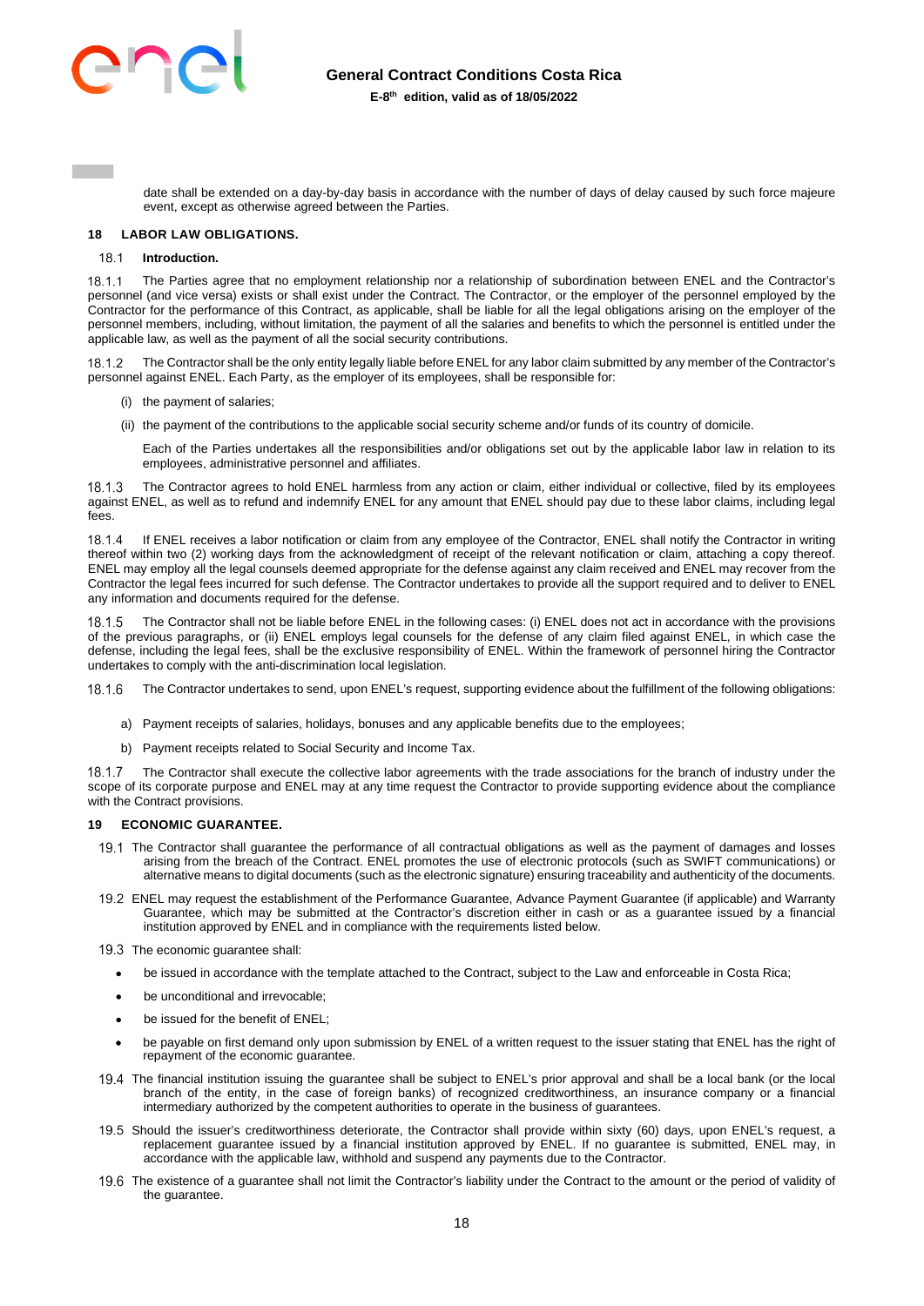date shall be extended on a day-by-day basis in accordance with the number of days of delay caused by such force majeure event, except as otherwise agreed between the Parties.

## 18 LABOR LAW OBLIGATIONS.

### 18.1 Introduction.

18.1.1 The Parties agree that no employment relationship nor a relationship of subordination between ENEL and the Contractor's personnel (and vice versa) exists or shall exist under the Contract. The Contractor, or the employer of the personnel employed by the Contractor for the performance of this Contract, as applicable, shall be liable for all the legal obligations arising on the employer of the personnel members, including, without limitation, the payment of all the salaries and benefits to which the personnel is entitled under the applicable law, as well as the payment of all the social security contributions.

18.1.2 The Contractor shall be the only entity legally liable before ENEL for any labor claim submitted by any member of the Contractor's personnel against ENEL. Each Party, as the employer of its employees, shall be responsible for:

(i) the payment of salaries;

(ii) the payment of the contributions to the applicable social security scheme and/or funds of its country of domicile.

Each of the Parties undertakes all the responsibilities and/or obligations set out by the applicable labor law in relation to its employees, administrative personnel and affiliates.

18.1.3 The Contractor agrees to hold ENEL harmless from any action or claim, either individual or collective, filed by its employees against ENEL, as well as to refund and indemnify ENEL for any amount that ENEL should pay due to these labor claims, including legal fees.

18.1.4 If ENEL receives a labor notification or claim from any employee of the Contractor, ENEL shall notify the Contractor in writing thereof within two (2) working days from the acknowledgment of receipt of the relevant notification or claim, attaching a copy thereof. ENEL may employ all the legal counsels deemed appropriate for the defense against any claim received and ENEL may recover from the Contractor the legal fees incurred for such defense. The Contractor undertakes to provide all the support required and to deliver to ENEL any information and documents required for the defense.

18.1.5 The Contractor shall not be liable before ENEL in the following cases: (i) ENEL does not act in accordance with the provisions of the previous paragraphs, or (ii) ENEL employs legal counsels for the defense of any claim filed against ENEL, in which case the defense, including the legal fees, shall be the exclusive responsibility of ENEL. Within the framework of personnel hiring the Contractor undertakes to comply with the anti-discrimination local legislation.

18.1.6 The Contractor undertakes to send, upon ENEL's request, supporting evidence about the fulfillment of the following obligations:

a) Payment receipts of salaries, holidays, bonuses and any applicable benefits due to the employees;

b) Payment receipts related to Social Security and Income Tax.

18.1.7 The Contractor shall execute the collective labor agreements with the trade associations for the branch of industry under the scope of its corporate purpose and ENEL may at any time request the Contractor to provide supporting evidence about the compliance with the Contract provisions.

## 19 ECONOMIC GUARANTEE.

19.1 The Contractor shall guarantee the performance of all contractual obligations as well as the payment of damages and losses arising from the breach of the Contract. ENEL promotes the use of electronic protocols (such as SWIFT communications) or alternative means to digital documents (such as the electronic signature) ensuring traceability and authenticity of the documents.

19.2 ENEL may request the establishment of the Performance Guarantee, Advance Payment Guarantee (if applicable) and Warranty Guarantee, which may be submitted at the Contractor's discretion either in cash or as a guarantee issued by a financial institution approved by ENEL and in compliance with the requirements listed below.

19.3 The economic guarantee shall:

- be issued in accordance with the template attached to the Contract, subject to the Law and enforceable in Costa Rica;
- be unconditional and irrevocable;
- be issued for the benefit of ENEL;
- be payable on first demand only upon submission by ENEL of a written request to the issuer stating that ENEL has the right of repayment of the economic guarantee.

19.4 The financial institution issuing the guarantee shall be subject to ENEL's prior approval and shall be a local bank (or the local branch of the entity, in the case of foreign banks) of recognized creditworthiness, an insurance company or a financial intermediary authorized by the competent authorities to operate in the business of guarantees.

19.5 Should the issuer's creditworthiness deteriorate, the Contractor shall provide within sixty (60) days, upon ENEL's request, a replacement guarantee issued by a financial institution approved by ENEL. If no guarantee is submitted, ENEL may, in accordance with the applicable law, withhold and suspend any payments due to the Contractor.

19.6 The existence of a guarantee shall not limit the Contractor's liability under the Contract to the amount or the period of validity of the guarantee.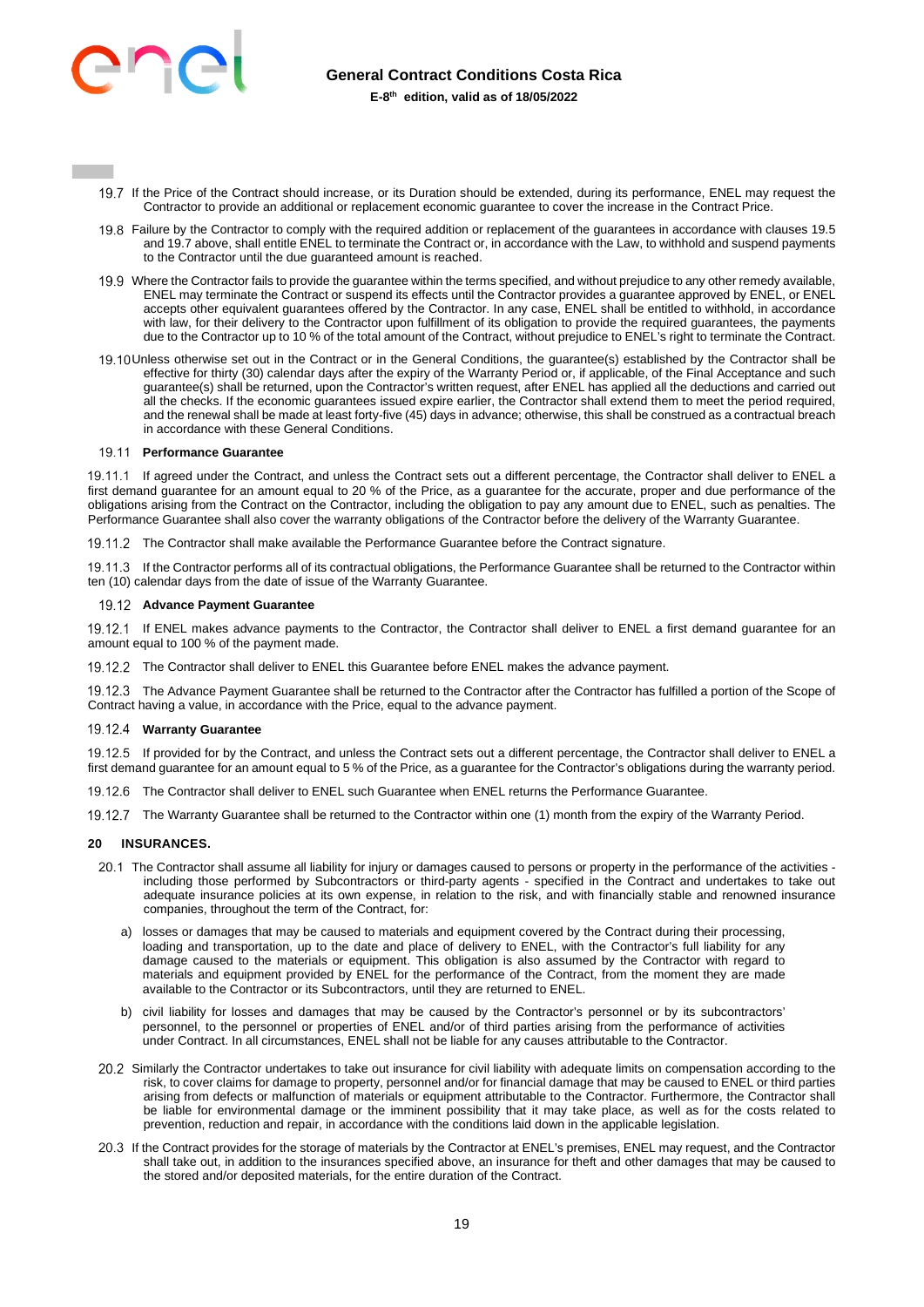19.7 If the Price of the Contract should increase, or its Duration should be extended, during its performance, ENEL may request the Contractor to provide an additional or replacement economic guarantee to cover the increase in the Contract Price.

19.8 Failure by the Contractor to comply with the required addition or replacement of the guarantees in accordance with clauses 19.5 and 19.7 above, shall entitle ENEL to terminate the Contract or, in accordance with the Law, to withhold and suspend payments to the Contractor until the due guaranteed amount is reached.

19.9 Where the Contractor fails to provide the guarantee within the terms specified, and without prejudice to any other remedy available, ENEL may terminate the Contract or suspend its effects until the Contractor provides a guarantee approved by ENEL, or ENEL accepts other equivalent guarantees offered by the Contractor. In any case, ENEL shall be entitled to withhold, in accordance with law, for their delivery to the Contractor upon fulfillment of its obligation to provide the required guarantees, the payments due to the Contractor up to 10 % of the total amount of the Contract, without prejudice to ENEL's right to terminate the Contract.

19.10 Unless otherwise set out in the Contract or in the General Conditions, the guarantee(s) established by the Contractor shall be effective for thirty (30) calendar days after the expiry of the Warranty Period or, if applicable, of the Final Acceptance and such guarantee(s) shall be returned, upon the Contractor's written request, after ENEL has applied all the deductions and carried out all the checks. If the economic guarantees issued expire earlier, the Contractor shall extend them to meet the period required, and the renewal shall be made at least forty-five (45) days in advance; otherwise, this shall be construed as a contractual breach in accordance with these General Conditions.

19.11 **Performance Guarantee**

19.11.1 If agreed under the Contract, and unless the Contract sets out a different percentage, the Contractor shall deliver to ENEL a first demand guarantee for an amount equal to 20 % of the Price, as a guarantee for the accurate, proper and due performance of the obligations arising from the Contract on the Contractor, including the obligation to pay any amount due to ENEL, such as penalties. The Performance Guarantee shall also cover the warranty obligations of the Contractor before the delivery of the Warranty Guarantee.

19.11.2 The Contractor shall make available the Performance Guarantee before the Contract signature.

19.11.3 If the Contractor performs all of its contractual obligations, the Performance Guarantee shall be returned to the Contractor within ten (10) calendar days from the date of issue of the Warranty Guarantee.

19.12 **Advance Payment Guarantee**

19.12.1 If ENEL makes advance payments to the Contractor, the Contractor shall deliver to ENEL a first demand guarantee for an amount equal to 100 % of the payment made.

19.12.2 The Contractor shall deliver to ENEL this Guarantee before ENEL makes the advance payment.

19.12.3 The Advance Payment Guarantee shall be returned to the Contractor after the Contractor has fulfilled a portion of the Scope of Contract having a value, in accordance with the Price, equal to the advance payment.

19.12.4 **Warranty Guarantee**

19.12.5 If provided for by the Contract, and unless the Contract sets out a different percentage, the Contractor shall deliver to ENEL a first demand guarantee for an amount equal to 5 % of the Price, as a guarantee for the Contractor's obligations during the warranty period.

19.12.6 The Contractor shall deliver to ENEL such Guarantee when ENEL returns the Performance Guarantee.

19.12.7 The Warranty Guarantee shall be returned to the Contractor within one (1) month from the expiry of the Warranty Period.

## 20 INSURANCES.

20.1 The Contractor shall assume all liability for injury or damages caused to persons or property in the performance of the activities - including those performed by Subcontractors or third-party agents - specified in the Contract and undertakes to take out adequate insurance policies at its own expense, in relation to the risk, and with financially stable and renowned insurance companies, throughout the term of the Contract, for:

a) losses or damages that may be caused to materials and equipment covered by the Contract during their processing, loading and transportation, up to the date and place of delivery to ENEL, with the Contractor's full liability for any damage caused to the materials or equipment. This obligation is also assumed by the Contractor with regard to materials and equipment provided by ENEL for the performance of the Contract, from the moment they are made available to the Contractor or its Subcontractors, until they are returned to ENEL.

b) civil liability for losses and damages that may be caused by the Contractor's personnel or by its subcontractors' personnel, to the personnel or properties of ENEL and/or of third parties arising from the performance of activities under Contract. In all circumstances, ENEL shall not be liable for any causes attributable to the Contractor.

20.2 Similarly the Contractor undertakes to take out insurance for civil liability with adequate limits on compensation according to the risk, to cover claims for damage to property, personnel and/or for financial damage that may be caused to ENEL or third parties arising from defects or malfunction of materials or equipment attributable to the Contractor. Furthermore, the Contractor shall be liable for environmental damage or the imminent possibility that it may take place, as well as for the costs related to prevention, reduction and repair, in accordance with the conditions laid down in the applicable legislation.

20.3 If the Contract provides for the storage of materials by the Contractor at ENEL's premises, ENEL may request, and the Contractor shall take out, in addition to the insurances specified above, an insurance for theft and other damages that may be caused to the stored and/or deposited materials, for the entire duration of the Contract.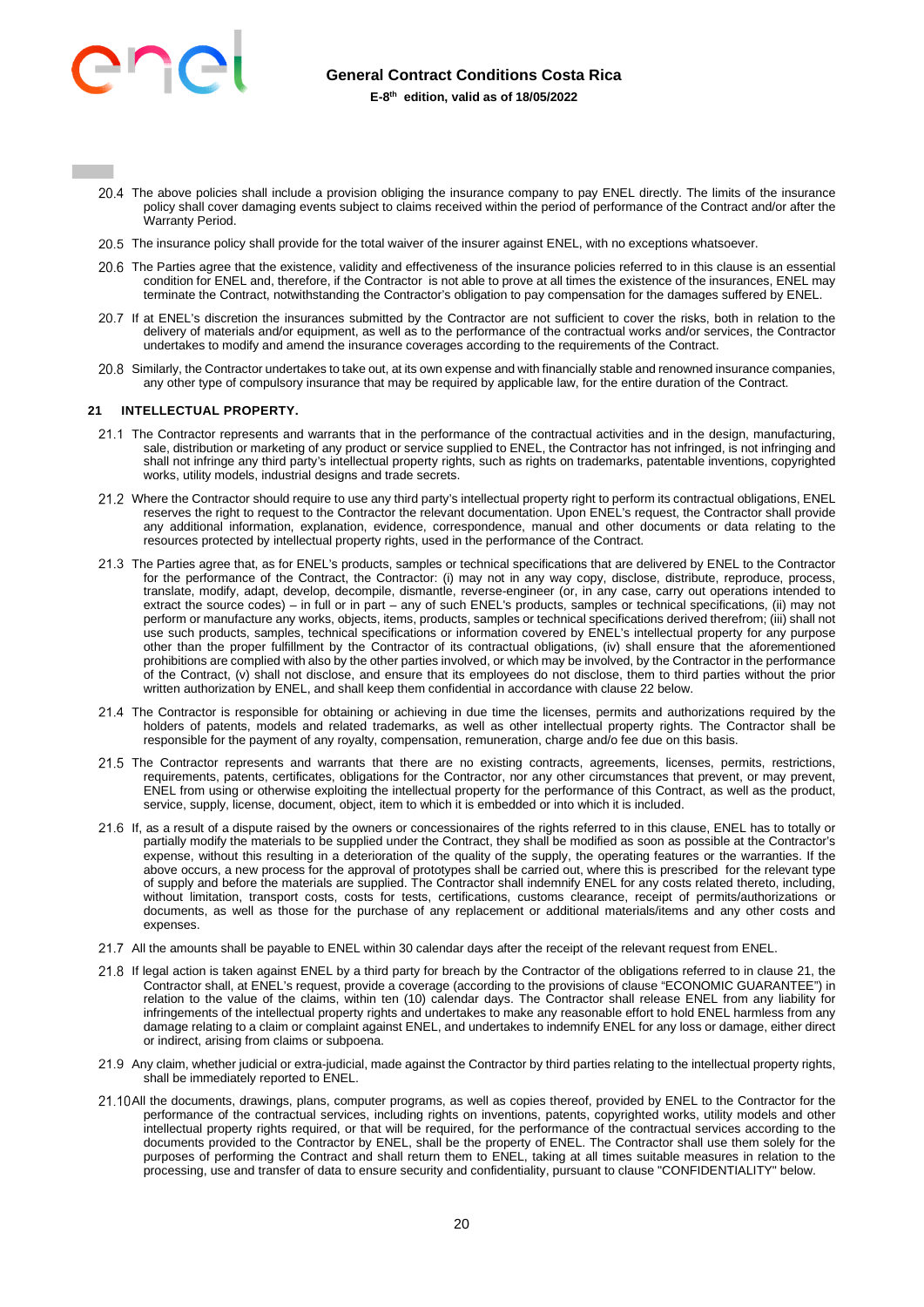20.4 The above policies shall include a provision obliging the insurance company to pay ENEL directly. The limits of the insurance policy shall cover damaging events subject to claims received within the period of performance of the Contract and/or after the Warranty Period.

20.5 The insurance policy shall provide for the total waiver of the insurer against ENEL, with no exceptions whatsoever.

20.6 The Parties agree that the existence, validity and effectiveness of the insurance policies referred to in this clause is an essential condition for ENEL and, therefore, if the Contractor is not able to prove at all times the existence of the insurances, ENEL may terminate the Contract, notwithstanding the Contractor's obligation to pay compensation for the damages suffered by ENEL.

20.7 If at ENEL's discretion the insurances submitted by the Contractor are not sufficient to cover the risks, both in relation to the delivery of materials and/or equipment, as well as to the performance of the contractual works and/or services, the Contractor undertakes to modify and amend the insurance coverages according to the requirements of the Contract.

20.8 Similarly, the Contractor undertakes to take out, at its own expense and with financially stable and renowned insurance companies, any other type of compulsory insurance that may be required by applicable law, for the entire duration of the Contract.

## 21 INTELLECTUAL PROPERTY.

21.1 The Contractor represents and warrants that in the performance of the contractual activities and in the design, manufacturing, sale, distribution or marketing of any product or service supplied to ENEL, the Contractor has not infringed, is not infringing and shall not infringe any third party's intellectual property rights, such as rights on trademarks, patentable inventions, copyrighted works, utility models, industrial designs and trade secrets.

21.2 Where the Contractor should require to use any third party's intellectual property right to perform its contractual obligations, ENEL reserves the right to request to the Contractor the relevant documentation. Upon ENEL's request, the Contractor shall provide any additional information, explanation, evidence, correspondence, manual and other documents or data relating to the resources protected by intellectual property rights, used in the performance of the Contract.

21.3 The Parties agree that, as for ENEL's products, samples or technical specifications that are delivered by ENEL to the Contractor for the performance of the Contract, the Contractor: (i) may not in any way copy, disclose, distribute, reproduce, process, translate, modify, adapt, develop, decompile, dismantle, reverse-engineer (or, in any case, carry out operations intended to extract the source codes) – in full or in part – any of such ENEL's products, samples or technical specifications, (ii) may not perform or manufacture any works, objects, items, products, samples or technical specifications derived therefrom; (iii) shall not use such products, samples, technical specifications or information covered by ENEL's intellectual property for any purpose other than the proper fulfillment by the Contractor of its contractual obligations, (iv) shall ensure that the aforementioned prohibitions are complied with also by the other parties involved, or which may be involved, by the Contractor in the performance of the Contract, (v) shall not disclose, and ensure that its employees do not disclose, them to third parties without the prior written authorization by ENEL, and shall keep them confidential in accordance with clause 22 below.

21.4 The Contractor is responsible for obtaining or achieving in due time the licenses, permits and authorizations required by the holders of patents, models and related trademarks, as well as other intellectual property rights. The Contractor shall be responsible for the payment of any royalty, compensation, remuneration, charge and/o fee due on this basis.

21.5 The Contractor represents and warrants that there are no existing contracts, agreements, licenses, permits, restrictions, requirements, patents, certificates, obligations for the Contractor, nor any other circumstances that prevent, or may prevent, ENEL from using or otherwise exploiting the intellectual property for the performance of this Contract, as well as the product, service, supply, license, document, object, item to which it is embedded or into which it is included.

21.6 If, as a result of a dispute raised by the owners or concessionaires of the rights referred to in this clause, ENEL has to totally or partially modify the materials to be supplied under the Contract, they shall be modified as soon as possible at the Contractor's expense, without this resulting in a deterioration of the quality of the supply, the operating features or the warranties. If the above occurs, a new process for the approval of prototypes shall be carried out, where this is prescribed for the relevant type of supply and before the materials are supplied. The Contractor shall indemnify ENEL for any costs related thereto, including, without limitation, transport costs, costs for tests, certifications, customs clearance, receipt of permits/authorizations or documents, as well as those for the purchase of any replacement or additional materials/items and any other costs and expenses.

21.7 All the amounts shall be payable to ENEL within 30 calendar days after the receipt of the relevant request from ENEL.

21.8 If legal action is taken against ENEL by a third party for breach by the Contractor of the obligations referred to in clause 21, the Contractor shall, at ENEL's request, provide a coverage (according to the provisions of clause "ECONOMIC GUARANTEE") in relation to the value of the claims, within ten (10) calendar days. The Contractor shall release ENEL from any liability for infringements of the intellectual property rights and undertakes to make any reasonable effort to hold ENEL harmless from any damage relating to a claim or complaint against ENEL, and undertakes to indemnify ENEL for any loss or damage, either direct or indirect, arising from claims or subpoena.

21.9 Any claim, whether judicial or extra-judicial, made against the Contractor by third parties relating to the intellectual property rights, shall be immediately reported to ENEL.

21.10 All the documents, drawings, plans, computer programs, as well as copies thereof, provided by ENEL to the Contractor for the performance of the contractual services, including rights on inventions, patents, copyrighted works, utility models and other intellectual property rights required, or that will be required, for the performance of the contractual services according to the documents provided to the Contractor by ENEL, shall be the property of ENEL. The Contractor shall use them solely for the purposes of performing the Contract and shall return them to ENEL, taking at all times suitable measures in relation to the processing, use and transfer of data to ensure security and confidentiality, pursuant to clause "CONFIDENTIALITY" below.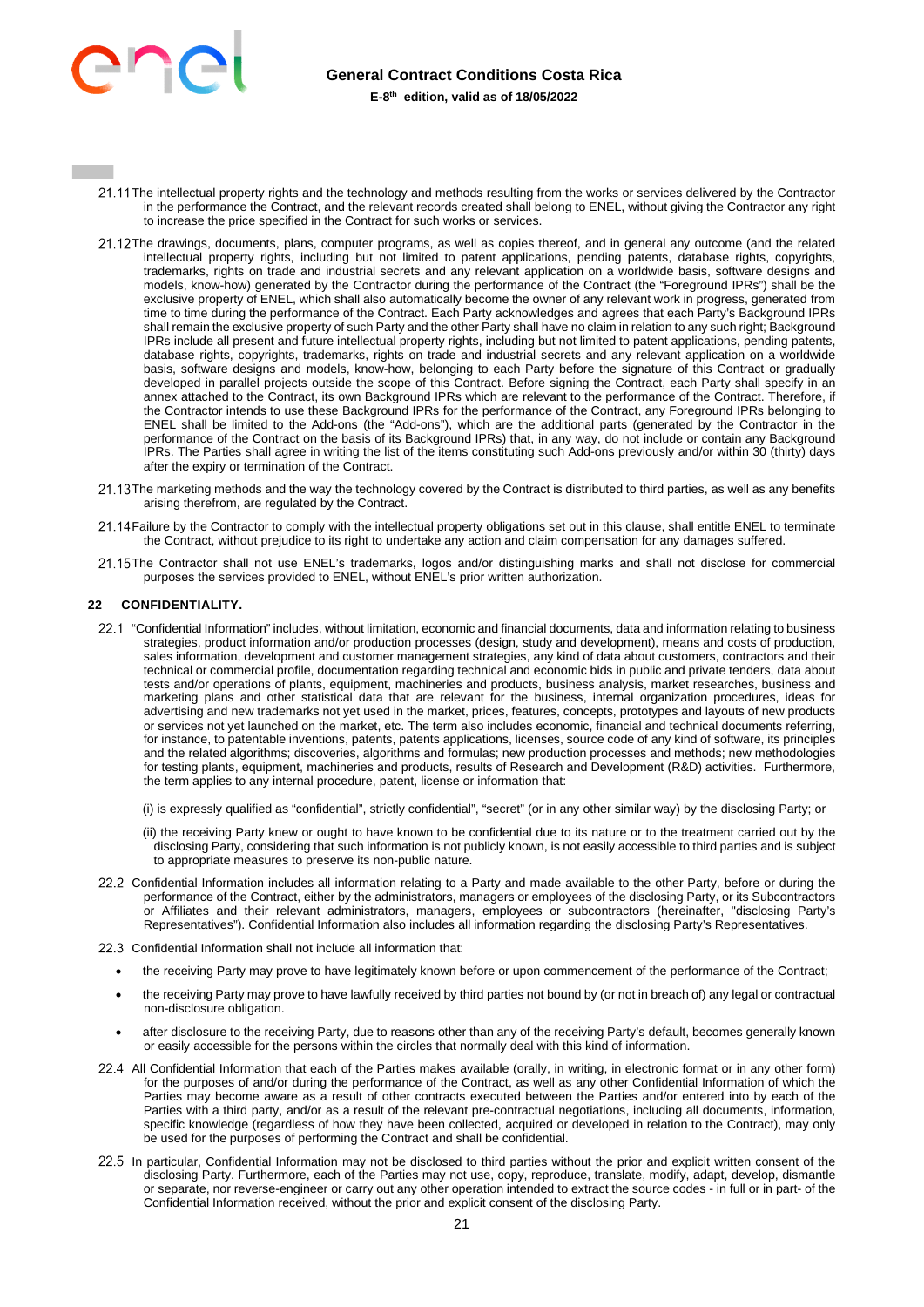21.11 The intellectual property rights and the technology and methods resulting from the works or services delivered by the Contractor in the performance the Contract, and the relevant records created shall belong to ENEL, without giving the Contractor any right to increase the price specified in the Contract for such works or services.

21.12 The drawings, documents, plans, computer programs, as well as copies thereof, and in general any outcome (and the related intellectual property rights, including but not limited to patent applications, pending patents, database rights, copyrights, trademarks, rights on trade and industrial secrets and any relevant application on a worldwide basis, software designs and models, know-how) generated by the Contractor during the performance of the Contract (the "Foreground IPRs") shall be the exclusive property of ENEL, which shall also automatically become the owner of any relevant work in progress, generated from time to time during the performance of the Contract. Each Party acknowledges and agrees that each Party's Background IPRs shall remain the exclusive property of such Party and the other Party shall have no claim in relation to any such right; Background IPRs include all present and future intellectual property rights, including but not limited to patent applications, pending patents, database rights, copyrights, trademarks, rights on trade and industrial secrets and any relevant application on a worldwide basis, software designs and models, know-how, belonging to each Party before the signature of this Contract or gradually developed in parallel projects outside the scope of this Contract. Before signing the Contract, each Party shall specify in an annex attached to the Contract, its own Background IPRs which are relevant to the performance of the Contract. Therefore, if the Contractor intends to use these Background IPRs for the performance of the Contract, any Foreground IPRs belonging to ENEL shall be limited to the Add-ons (the "Add-ons"), which are the additional parts (generated by the Contractor in the performance of the Contract on the basis of its Background IPRs) that, in any way, do not include or contain any Background IPRs. The Parties shall agree in writing the list of the items constituting such Add-ons previously and/or within 30 (thirty) days after the expiry or termination of the Contract.

21.13 The marketing methods and the way the technology covered by the Contract is distributed to third parties, as well as any benefits arising therefrom, are regulated by the Contract.

21.14 Failure by the Contractor to comply with the intellectual property obligations set out in this clause, shall entitle ENEL to terminate the Contract, without prejudice to its right to undertake any action and claim compensation for any damages suffered.

21.15 The Contractor shall not use ENEL's trademarks, logos and/or distinguishing marks and shall not disclose for commercial purposes the services provided to ENEL, without ENEL's prior written authorization.

## 22 CONFIDENTIALITY.

22.1 "Confidential Information" includes, without limitation, economic and financial documents, data and information relating to business strategies, product information and/or production processes (design, study and development), means and costs of production, sales information, development and customer management strategies, any kind of data about customers, contractors and their technical or commercial profile, documentation regarding technical and economic bids in public and private tenders, data about tests and/or operations of plants, equipment, machineries and products, business analysis, market researches, business and marketing plans and other statistical data that are relevant for the business, internal organization procedures, ideas for advertising and new trademarks not yet used in the market, prices, features, concepts, prototypes and layouts of new products or services not yet launched on the market, etc. The term also includes economic, financial and technical documents referring, for instance, to patentable inventions, patents, patents applications, licenses, source code of any kind of software, its principles and the related algorithms; discoveries, algorithms and formulas; new production processes and methods; new methodologies for testing plants, equipment, machineries and products, results of Research and Development (R&D) activities. Furthermore, the term applies to any internal procedure, patent, license or information that:

(i) is expressly qualified as "confidential", strictly confidential", "secret" (or in any other similar way) by the disclosing Party; or

(ii) the receiving Party knew or ought to have known to be confidential due to its nature or to the treatment carried out by the disclosing Party, considering that such information is not publicly known, is not easily accessible to third parties and is subject to appropriate measures to preserve its non-public nature.

22.2 Confidential Information includes all information relating to a Party and made available to the other Party, before or during the performance of the Contract, either by the administrators, managers or employees of the disclosing Party, or its Subcontractors or Affiliates and their relevant administrators, managers, employees or subcontractors (hereinafter, "disclosing Party's Representatives"). Confidential Information also includes all information regarding the disclosing Party's Representatives.

22.3 Confidential Information shall not include all information that:

- the receiving Party may prove to have legitimately known before or upon commencement of the performance of the Contract;
- the receiving Party may prove to have lawfully received by third parties not bound by (or not in breach of) any legal or contractual non-disclosure obligation.
- after disclosure to the receiving Party, due to reasons other than any of the receiving Party's default, becomes generally known or easily accessible for the persons within the circles that normally deal with this kind of information.

22.4 All Confidential Information that each of the Parties makes available (orally, in writing, in electronic format or in any other form) for the purposes of and/or during the performance of the Contract, as well as any other Confidential Information of which the Parties may become aware as a result of other contracts executed between the Parties and/or entered into by each of the Parties with a third party, and/or as a result of the relevant pre-contractual negotiations, including all documents, information, specific knowledge (regardless of how they have been collected, acquired or developed in relation to the Contract), may only be used for the purposes of performing the Contract and shall be confidential.

22.5 In particular, Confidential Information may not be disclosed to third parties without the prior and explicit written consent of the disclosing Party. Furthermore, each of the Parties may not use, copy, reproduce, translate, modify, adapt, develop, dismantle or separate, nor reverse-engineer or carry out any other operation intended to extract the source codes - in full or in part- of the Confidential Information received, without the prior and explicit consent of the disclosing Party.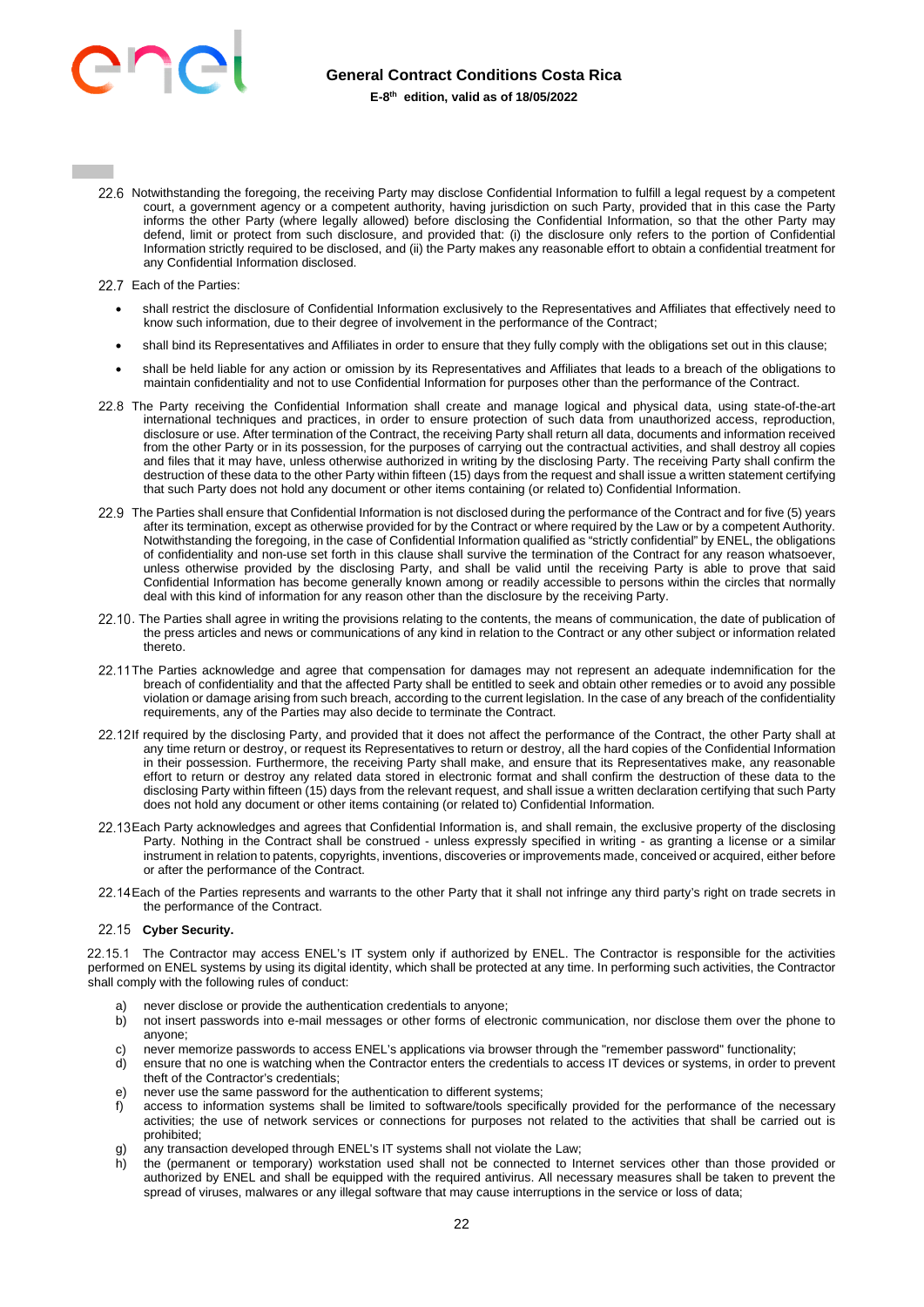22.6 Notwithstanding the foregoing, the receiving Party may disclose Confidential Information to fulfill a legal request by a competent court, a government agency or a competent authority, having jurisdiction on such Party, provided that in this case the Party informs the other Party (where legally allowed) before disclosing the Confidential Information, so that the other Party may defend, limit or protect from such disclosure, and provided that: (i) the disclosure only refers to the portion of Confidential Information strictly required to be disclosed, and (ii) the Party makes any reasonable effort to obtain a confidential treatment for any Confidential Information disclosed.

22.7 Each of the Parties:

- shall restrict the disclosure of Confidential Information exclusively to the Representatives and Affiliates that effectively need to know such information, due to their degree of involvement in the performance of the Contract;
- shall bind its Representatives and Affiliates in order to ensure that they fully comply with the obligations set out in this clause;
- shall be held liable for any action or omission by its Representatives and Affiliates that leads to a breach of the obligations to maintain confidentiality and not to use Confidential Information for purposes other than the performance of the Contract.

22.8 The Party receiving the Confidential Information shall create and manage logical and physical data, using state-of-the-art international techniques and practices, in order to ensure protection of such data from unauthorized access, reproduction, disclosure or use. After termination of the Contract, the receiving Party shall return all data, documents and information received from the other Party or in its possession, for the purposes of carrying out the contractual activities, and shall destroy all copies and files that it may have, unless otherwise authorized in writing by the disclosing Party. The receiving Party shall confirm the destruction of these data to the other Party within fifteen (15) days from the request and shall issue a written statement certifying that such Party does not hold any document or other items containing (or related to) Confidential Information.

22.9 The Parties shall ensure that Confidential Information is not disclosed during the performance of the Contract and for five (5) years after its termination, except as otherwise provided for by the Contract or where required by the Law or by a competent Authority. Notwithstanding the foregoing, in the case of Confidential Information qualified as "strictly confidential" by ENEL, the obligations of confidentiality and non-use set forth in this clause shall survive the termination of the Contract for any reason whatsoever, unless otherwise provided by the disclosing Party, and shall be valid until the receiving Party is able to prove that said Confidential Information has become generally known among or readily accessible to persons within the circles that normally deal with this kind of information for any reason other than the disclosure by the receiving Party.

22.10. The Parties shall agree in writing the provisions relating to the contents, the means of communication, the date of publication of the press articles and news or communications of any kind in relation to the Contract or any other subject or information related thereto.

22.11 The Parties acknowledge and agree that compensation for damages may not represent an adequate indemnification for the breach of confidentiality and that the affected Party shall be entitled to seek and obtain other remedies or to avoid any possible violation or damage arising from such breach, according to the current legislation. In the case of any breach of the confidentiality requirements, any of the Parties may also decide to terminate the Contract.

22.12 If required by the disclosing Party, and provided that it does not affect the performance of the Contract, the other Party shall at any time return or destroy, or request its Representatives to return or destroy, all the hard copies of the Confidential Information in their possession. Furthermore, the receiving Party shall make, and ensure that its Representatives make, any reasonable effort to return or destroy any related data stored in electronic format and shall confirm the destruction of these data to the disclosing Party within fifteen (15) days from the relevant request, and shall issue a written declaration certifying that such Party does not hold any document or other items containing (or related to) Confidential Information.

22.13 Each Party acknowledges and agrees that Confidential Information is, and shall remain, the exclusive property of the disclosing Party. Nothing in the Contract shall be construed - unless expressly specified in writing - as granting a license or a similar instrument in relation to patents, copyrights, inventions, discoveries or improvements made, conceived or acquired, either before or after the performance of the Contract.

22.14 Each of the Parties represents and warrants to the other Party that it shall not infringe any third party's right on trade secrets in the performance of the Contract.

22.15 **Cyber Security.**

22.15.1 The Contractor may access ENEL's IT system only if authorized by ENEL. The Contractor is responsible for the activities performed on ENEL systems by using its digital identity, which shall be protected at any time. In performing such activities, the Contractor shall comply with the following rules of conduct:

a) never disclose or provide the authentication credentials to anyone;
b) not insert passwords into e-mail messages or other forms of electronic communication, nor disclose them over the phone to anyone;
c) never memorize passwords to access ENEL's applications via browser through the "remember password" functionality;
d) ensure that no one is watching when the Contractor enters the credentials to access IT devices or systems, in order to prevent theft of the Contractor's credentials;
e) never use the same password for the authentication to different systems;
f) access to information systems shall be limited to software/tools specifically provided for the performance of the necessary activities; the use of network services or connections for purposes not related to the activities that shall be carried out is prohibited;
g) any transaction developed through ENEL's IT systems shall not violate the Law;
h) the (permanent or temporary) workstation used shall not be connected to Internet services other than those provided or authorized by ENEL and shall be equipped with the required antivirus. All necessary measures shall be taken to prevent the spread of viruses, malwares or any illegal software that may cause interruptions in the service or loss of data;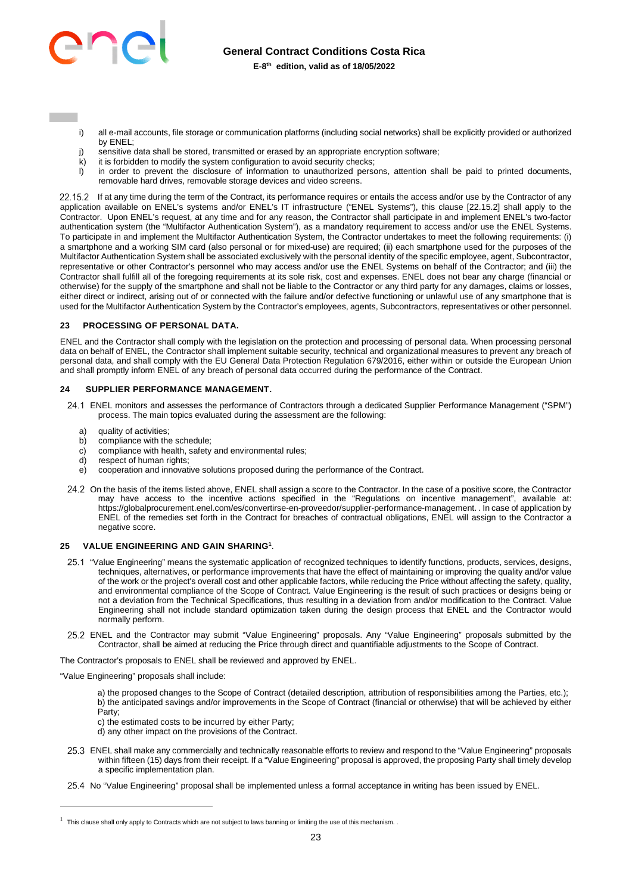i) all e-mail accounts, file storage or communication platforms (including social networks) shall be explicitly provided or authorized by ENEL;
j) sensitive data shall be stored, transmitted or erased by an appropriate encryption software;
k) it is forbidden to modify the system configuration to avoid security checks;
l) in order to prevent the disclosure of information to unauthorized persons, attention shall be paid to printed documents, removable hard drives, removable storage devices and video screens.

22.15.2 If at any time during the term of the Contract, its performance requires or entails the access and/or use by the Contractor of any application available on ENEL's systems and/or ENEL's IT infrastructure ("ENEL Systems"), this clause [22.15.2] shall apply to the Contractor. Upon ENEL's request, at any time and for any reason, the Contractor shall participate in and implement ENEL's two-factor authentication system (the "Multifactor Authentication System"), as a mandatory requirement to access and/or use the ENEL Systems. To participate in and implement the Multifactor Authentication System, the Contractor undertakes to meet the following requirements: (i) a smartphone and a working SIM card (also personal or for mixed-use) are required; (ii) each smartphone used for the purposes of the Multifactor Authentication System shall be associated exclusively with the personal identity of the specific employee, agent, Subcontractor, representative or other Contractor's personnel who may access and/or use the ENEL Systems on behalf of the Contractor; and (iii) the Contractor shall fulfill all of the foregoing requirements at its sole risk, cost and expenses. ENEL does not bear any charge (financial or otherwise) for the supply of the smartphone and shall not be liable to the Contractor or any third party for any damages, claims or losses, either direct or indirect, arising out of or connected with the failure and/or defective functioning or unlawful use of any smartphone that is used for the Multifactor Authentication System by the Contractor's employees, agents, Subcontractors, representatives or other personnel.

## 23 PROCESSING OF PERSONAL DATA.

ENEL and the Contractor shall comply with the legislation on the protection and processing of personal data. When processing personal data on behalf of ENEL, the Contractor shall implement suitable security, technical and organizational measures to prevent any breach of personal data, and shall comply with the EU General Data Protection Regulation 679/2016, either within or outside the European Union and shall promptly inform ENEL of any breach of personal data occurred during the performance of the Contract.

## 24 SUPPLIER PERFORMANCE MANAGEMENT.

24.1 ENEL monitors and assesses the performance of Contractors through a dedicated Supplier Performance Management ("SPM") process. The main topics evaluated during the assessment are the following:

a) quality of activities;
b) compliance with the schedule;
c) compliance with health, safety and environmental rules;
d) respect of human rights;
e) cooperation and innovative solutions proposed during the performance of the Contract.

24.2 On the basis of the items listed above, ENEL shall assign a score to the Contractor. In the case of a positive score, the Contractor may have access to the incentive actions specified in the "Regulations on incentive management", available at: https://globalprocurement.enel.com/es/convertirse-en-proveedor/supplier-performance-management. . In case of application by ENEL of the remedies set forth in the Contract for breaches of contractual obligations, ENEL will assign to the Contractor a negative score.

## 25 VALUE ENGINEERING AND GAIN SHARING[1].

25.1 "Value Engineering" means the systematic application of recognized techniques to identify functions, products, services, designs, techniques, alternatives, or performance improvements that have the effect of maintaining or improving the quality and/or value of the work or the project's overall cost and other applicable factors, while reducing the Price without affecting the safety, quality, and environmental compliance of the Scope of Contract. Value Engineering is the result of such practices or designs being or not a deviation from the Technical Specifications, thus resulting in a deviation from and/or modification to the Contract. Value Engineering shall not include standard optimization taken during the design process that ENEL and the Contractor would normally perform.

25.2 ENEL and the Contractor may submit "Value Engineering" proposals. Any "Value Engineering" proposals submitted by the Contractor, shall be aimed at reducing the Price through direct and quantifiable adjustments to the Scope of Contract.

The Contractor's proposals to ENEL shall be reviewed and approved by ENEL.

"Value Engineering" proposals shall include:

a) the proposed changes to the Scope of Contract (detailed description, attribution of responsibilities among the Parties, etc.);
b) the anticipated savings and/or improvements in the Scope of Contract (financial or otherwise) that will be achieved by either Party;
c) the estimated costs to be incurred by either Party;
d) any other impact on the provisions of the Contract.

25.3 ENEL shall make any commercially and technically reasonable efforts to review and respond to the "Value Engineering" proposals within fifteen (15) days from their receipt. If a "Value Engineering" proposal is approved, the proposing Party shall timely develop a specific implementation plan.

25.4 No "Value Engineering" proposal shall be implemented unless a formal acceptance in writing has been issued by ENEL.

---

[1] This clause shall only apply to Contracts which are not subject to laws banning or limiting the use of this mechanism. .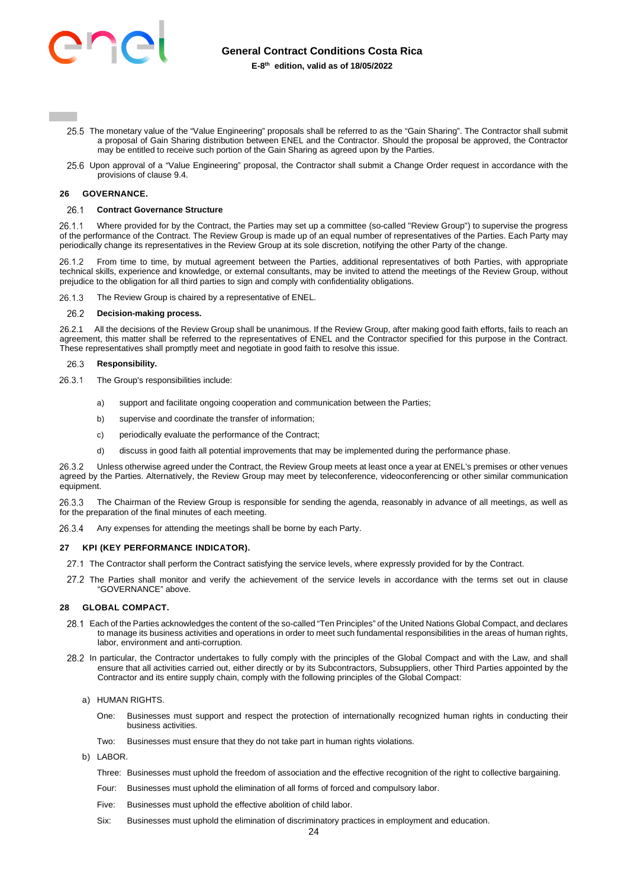25.5 The monetary value of the "Value Engineering" proposals shall be referred to as the "Gain Sharing". The Contractor shall submit a proposal of Gain Sharing distribution between ENEL and the Contractor. Should the proposal be approved, the Contractor may be entitled to receive such portion of the Gain Sharing as agreed upon by the Parties.

25.6 Upon approval of a "Value Engineering" proposal, the Contractor shall submit a Change Order request in accordance with the provisions of clause 9.4.

## 26 GOVERNANCE.

### 26.1 Contract Governance Structure

26.1.1 Where provided for by the Contract, the Parties may set up a committee (so-called "Review Group") to supervise the progress of the performance of the Contract. The Review Group is made up of an equal number of representatives of the Parties. Each Party may periodically change its representatives in the Review Group at its sole discretion, notifying the other Party of the change.

26.1.2 From time to time, by mutual agreement between the Parties, additional representatives of both Parties, with appropriate technical skills, experience and knowledge, or external consultants, may be invited to attend the meetings of the Review Group, without prejudice to the obligation for all third parties to sign and comply with confidentiality obligations.

26.1.3 The Review Group is chaired by a representative of ENEL.

### 26.2 Decision-making process.

26.2.1 All the decisions of the Review Group shall be unanimous. If the Review Group, after making good faith efforts, fails to reach an agreement, this matter shall be referred to the representatives of ENEL and the Contractor specified for this purpose in the Contract. These representatives shall promptly meet and negotiate in good faith to resolve this issue.

### 26.3 Responsibility.

26.3.1 The Group's responsibilities include:

a) support and facilitate ongoing cooperation and communication between the Parties;

b) supervise and coordinate the transfer of information;

c) periodically evaluate the performance of the Contract;

d) discuss in good faith all potential improvements that may be implemented during the performance phase.

26.3.2 Unless otherwise agreed under the Contract, the Review Group meets at least once a year at ENEL's premises or other venues agreed by the Parties. Alternatively, the Review Group may meet by teleconference, videoconferencing or other similar communication equipment.

26.3.3 The Chairman of the Review Group is responsible for sending the agenda, reasonably in advance of all meetings, as well as for the preparation of the final minutes of each meeting.

26.3.4 Any expenses for attending the meetings shall be borne by each Party.

## 27 KPI (KEY PERFORMANCE INDICATOR).

27.1 The Contractor shall perform the Contract satisfying the service levels, where expressly provided for by the Contract.

27.2 The Parties shall monitor and verify the achievement of the service levels in accordance with the terms set out in clause "GOVERNANCE" above.

## 28 GLOBAL COMPACT.

28.1 Each of the Parties acknowledges the content of the so-called "Ten Principles" of the United Nations Global Compact, and declares to manage its business activities and operations in order to meet such fundamental responsibilities in the areas of human rights, labor, environment and anti-corruption.

28.2 In particular, the Contractor undertakes to fully comply with the principles of the Global Compact and with the Law, and shall ensure that all activities carried out, either directly or by its Subcontractors, Subsuppliers, other Third Parties appointed by the Contractor and its entire supply chain, comply with the following principles of the Global Compact:

a) HUMAN RIGHTS.

One: Businesses must support and respect the protection of internationally recognized human rights in conducting their business activities.

Two: Businesses must ensure that they do not take part in human rights violations.

b) LABOR.

Three: Businesses must uphold the freedom of association and the effective recognition of the right to collective bargaining.

Four: Businesses must uphold the elimination of all forms of forced and compulsory labor.

Five: Businesses must uphold the effective abolition of child labor.

Six: Businesses must uphold the elimination of discriminatory practices in employment and education.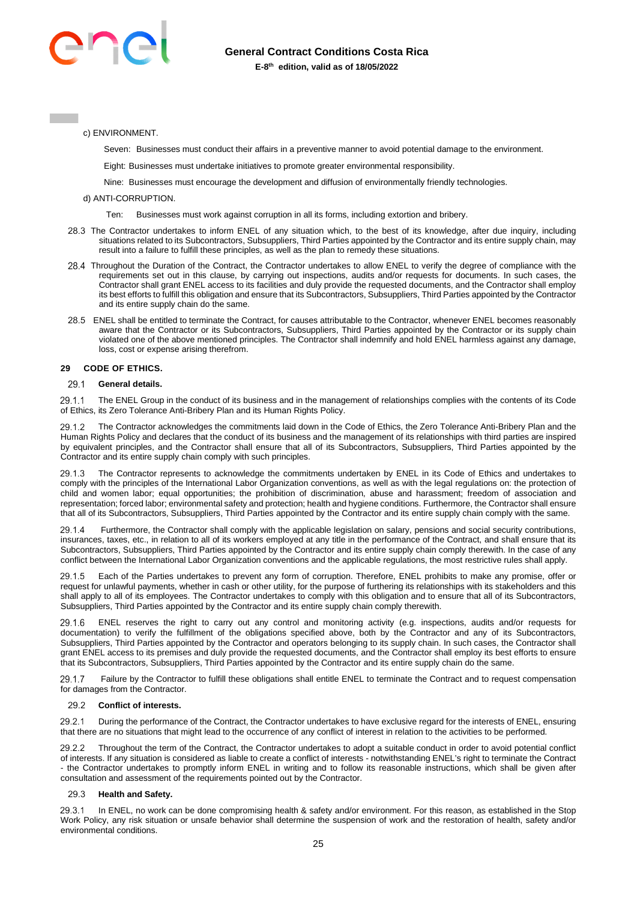c) ENVIRONMENT.

Seven: Businesses must conduct their affairs in a preventive manner to avoid potential damage to the environment.

Eight: Businesses must undertake initiatives to promote greater environmental responsibility.

Nine: Businesses must encourage the development and diffusion of environmentally friendly technologies.

d) ANTI-CORRUPTION.

Ten: Businesses must work against corruption in all its forms, including extortion and bribery.

28.3 The Contractor undertakes to inform ENEL of any situation which, to the best of its knowledge, after due inquiry, including situations related to its Subcontractors, Subsuppliers, Third Parties appointed by the Contractor and its entire supply chain, may result into a failure to fulfill these principles, as well as the plan to remedy these situations.

28.4 Throughout the Duration of the Contract, the Contractor undertakes to allow ENEL to verify the degree of compliance with the requirements set out in this clause, by carrying out inspections, audits and/or requests for documents. In such cases, the Contractor shall grant ENEL access to its facilities and duly provide the requested documents, and the Contractor shall employ its best efforts to fulfill this obligation and ensure that its Subcontractors, Subsuppliers, Third Parties appointed by the Contractor and its entire supply chain do the same.

28.5 ENEL shall be entitled to terminate the Contract, for causes attributable to the Contractor, whenever ENEL becomes reasonably aware that the Contractor or its Subcontractors, Subsuppliers, Third Parties appointed by the Contractor or its supply chain violated one of the above mentioned principles. The Contractor shall indemnify and hold ENEL harmless against any damage, loss, cost or expense arising therefrom.

## 29 CODE OF ETHICS.

### 29.1 General details.

29.1.1 The ENEL Group in the conduct of its business and in the management of relationships complies with the contents of its Code of Ethics, its Zero Tolerance Anti-Bribery Plan and its Human Rights Policy.

29.1.2 The Contractor acknowledges the commitments laid down in the Code of Ethics, the Zero Tolerance Anti-Bribery Plan and the Human Rights Policy and declares that the conduct of its business and the management of its relationships with third parties are inspired by equivalent principles, and the Contractor shall ensure that all of its Subcontractors, Subsuppliers, Third Parties appointed by the Contractor and its entire supply chain comply with such principles.

29.1.3 The Contractor represents to acknowledge the commitments undertaken by ENEL in its Code of Ethics and undertakes to comply with the principles of the International Labor Organization conventions, as well as with the legal regulations on: the protection of child and women labor; equal opportunities; the prohibition of discrimination, abuse and harassment; freedom of association and representation; forced labor; environmental safety and protection; health and hygiene conditions. Furthermore, the Contractor shall ensure that all of its Subcontractors, Subsuppliers, Third Parties appointed by the Contractor and its entire supply chain comply with the same.

29.1.4 Furthermore, the Contractor shall comply with the applicable legislation on salary, pensions and social security contributions, insurances, taxes, etc., in relation to all of its workers employed at any title in the performance of the Contract, and shall ensure that its Subcontractors, Subsuppliers, Third Parties appointed by the Contractor and its entire supply chain comply therewith. In the case of any conflict between the International Labor Organization conventions and the applicable regulations, the most restrictive rules shall apply.

29.1.5 Each of the Parties undertakes to prevent any form of corruption. Therefore, ENEL prohibits to make any promise, offer or request for unlawful payments, whether in cash or other utility, for the purpose of furthering its relationships with its stakeholders and this shall apply to all of its employees. The Contractor undertakes to comply with this obligation and to ensure that all of its Subcontractors, Subsuppliers, Third Parties appointed by the Contractor and its entire supply chain comply therewith.

29.1.6 ENEL reserves the right to carry out any control and monitoring activity (e.g. inspections, audits and/or requests for documentation) to verify the fulfillment of the obligations specified above, both by the Contractor and any of its Subcontractors, Subsuppliers, Third Parties appointed by the Contractor and operators belonging to its supply chain. In such cases, the Contractor shall grant ENEL access to its premises and duly provide the requested documents, and the Contractor shall employ its best efforts to ensure that its Subcontractors, Subsuppliers, Third Parties appointed by the Contractor and its entire supply chain do the same.

29.1.7 Failure by the Contractor to fulfill these obligations shall entitle ENEL to terminate the Contract and to request compensation for damages from the Contractor.

### 29.2 Conflict of interests.

29.2.1 During the performance of the Contract, the Contractor undertakes to have exclusive regard for the interests of ENEL, ensuring that there are no situations that might lead to the occurrence of any conflict of interest in relation to the activities to be performed.

29.2.2 Throughout the term of the Contract, the Contractor undertakes to adopt a suitable conduct in order to avoid potential conflict of interests. If any situation is considered as liable to create a conflict of interests - notwithstanding ENEL's right to terminate the Contract - the Contractor undertakes to promptly inform ENEL in writing and to follow its reasonable instructions, which shall be given after consultation and assessment of the requirements pointed out by the Contractor.

### 29.3 Health and Safety.

29.3.1 In ENEL, no work can be done compromising health & safety and/or environment. For this reason, as established in the Stop Work Policy, any risk situation or unsafe behavior shall determine the suspension of work and the restoration of health, safety and/or environmental conditions.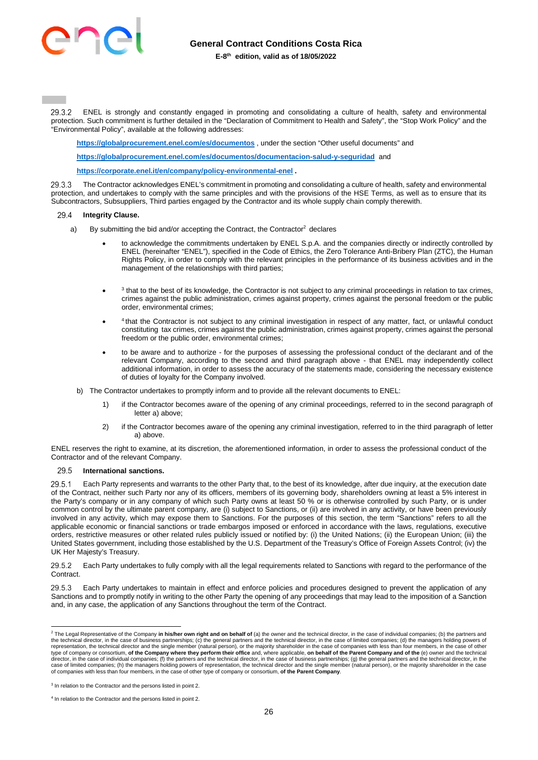29.3.2 ENEL is strongly and constantly engaged in promoting and consolidating a culture of health, safety and environmental protection. Such commitment is further detailed in the "Declaration of Commitment to Health and Safety", the "Stop Work Policy" and the "Environmental Policy", available at the following addresses:

**https://globalprocurement.enel.com/es/documentos** , under the section "Other useful documents" and

**https://globalprocurement.enel.com/es/documentos/documentacion-salud-y-seguridad** and

**https://corporate.enel.it/en/company/policy-environmental-enel .**

29.3.3 The Contractor acknowledges ENEL's commitment in promoting and consolidating a culture of health, safety and environmental protection, and undertakes to comply with the same principles and with the provisions of the HSE Terms, as well as to ensure that its Subcontractors, Subsuppliers, Third parties engaged by the Contractor and its whole supply chain comply therewith.

29.4 **Integrity Clause.**

a) By submitting the bid and/or accepting the Contract, the Contractor[2] declares

- to acknowledge the commitments undertaken by ENEL S.p.A. and the companies directly or indirectly controlled by ENEL (hereinafter "ENEL"), specified in the Code of Ethics, the Zero Tolerance Anti-Bribery Plan (ZTC), the Human Rights Policy, in order to comply with the relevant principles in the performance of its business activities and in the management of the relationships with third parties;
- [3] that to the best of its knowledge, the Contractor is not subject to any criminal proceedings in relation to tax crimes, crimes against the public administration, crimes against property, crimes against the personal freedom or the public order, environmental crimes;
- [4] that the Contractor is not subject to any criminal investigation in respect of any matter, fact, or unlawful conduct constituting tax crimes, crimes against the public administration, crimes against property, crimes against the personal freedom or the public order, environmental crimes;
- to be aware and to authorize - for the purposes of assessing the professional conduct of the declarant and of the relevant Company, according to the second and third paragraph above - that ENEL may independently collect additional information, in order to assess the accuracy of the statements made, considering the necessary existence of duties of loyalty for the Company involved.

b) The Contractor undertakes to promptly inform and to provide all the relevant documents to ENEL:

1) if the Contractor becomes aware of the opening of any criminal proceedings, referred to in the second paragraph of letter a) above;
2) if the Contractor becomes aware of the opening any criminal investigation, referred to in the third paragraph of letter a) above.

ENEL reserves the right to examine, at its discretion, the aforementioned information, in order to assess the professional conduct of the Contractor and of the relevant Company.

29.5 **International sanctions.**

29.5.1 Each Party represents and warrants to the other Party that, to the best of its knowledge, after due inquiry, at the execution date of the Contract, neither such Party nor any of its officers, members of its governing body, shareholders owning at least a 5% interest in the Party's company or in any company of which such Party owns at least 50 % or is otherwise controlled by such Party, or is under common control by the ultimate parent company, are (i) subject to Sanctions, or (ii) are involved in any activity, or have been previously involved in any activity, which may expose them to Sanctions. For the purposes of this section, the term "Sanctions" refers to all the applicable economic or financial sanctions or trade embargos imposed or enforced in accordance with the laws, regulations, executive orders, restrictive measures or other related rules publicly issued or notified by: (i) the United Nations; (ii) the European Union; (iii) the United States government, including those established by the U.S. Department of the Treasury's Office of Foreign Assets Control; (iv) the UK Her Majesty's Treasury.

29.5.2 Each Party undertakes to fully comply with all the legal requirements related to Sanctions with regard to the performance of the Contract.

29.5.3 Each Party undertakes to maintain in effect and enforce policies and procedures designed to prevent the application of any Sanctions and to promptly notify in writing to the other Party the opening of any proceedings that may lead to the imposition of a Sanction and, in any case, the application of any Sanctions throughout the term of the Contract.

---

[2] The Legal Representative of the Company **in his/her own right and on behalf of** (a) the owner and the technical director, in the case of individual companies; (b) the partners and the technical director, in the case of business partnerships; (c) the general partners and the technical director, in the case of limited companies; (d) the managers holding powers of representation, the technical director and the single member (natural person), or the majority shareholder in the case of companies with less than four members, in the case of other type of company or consortium, **of the Company where they perform their office** and, where applicable, **on behalf of the Parent Company and of the** (e) owner and the technical director, in the case of individual companies; (f) the partners and the technical director, in the case of business partnerships; (g) the general partners and the technical director, in the case of limited companies; (h) the managers holding powers of representation, the technical director and the single member (natural person), or the majority shareholder in the case of companies with less than four members, in the case of other type of company or consortium, **of the Parent Company**.

[3] In relation to the Contractor and the persons listed in point 2.

[4] In relation to the Contractor and the persons listed in point 2.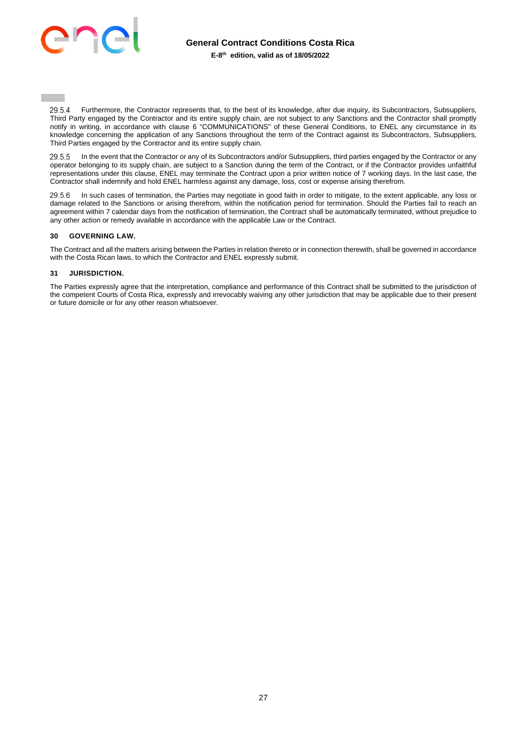29.5.4 Furthermore, the Contractor represents that, to the best of its knowledge, after due inquiry, its Subcontractors, Subsuppliers, Third Party engaged by the Contractor and its entire supply chain, are not subject to any Sanctions and the Contractor shall promptly notify in writing, in accordance with clause 6 "COMMUNICATIONS" of these General Conditions, to ENEL any circumstance in its knowledge concerning the application of any Sanctions throughout the term of the Contract against its Subcontractors, Subsuppliers, Third Parties engaged by the Contractor and its entire supply chain.

29.5.5 In the event that the Contractor or any of its Subcontractors and/or Subsuppliers, third parties engaged by the Contractor or any operator belonging to its supply chain, are subject to a Sanction during the term of the Contract, or if the Contractor provides unfaithful representations under this clause, ENEL may terminate the Contract upon a prior written notice of 7 working days. In the last case, the Contractor shall indemnify and hold ENEL harmless against any damage, loss, cost or expense arising therefrom.

29.5.6 In such cases of termination, the Parties may negotiate in good faith in order to mitigate, to the extent applicable, any loss or damage related to the Sanctions or arising therefrom, within the notification period for termination. Should the Parties fail to reach an agreement within 7 calendar days from the notification of termination, the Contract shall be automatically terminated, without prejudice to any other action or remedy available in accordance with the applicable Law or the Contract.

## 30 GOVERNING LAW.

The Contract and all the matters arising between the Parties in relation thereto or in connection therewith, shall be governed in accordance with the Costa Rican laws, to which the Contractor and ENEL expressly submit.

## 31 JURISDICTION.

The Parties expressly agree that the interpretation, compliance and performance of this Contract shall be submitted to the jurisdiction of the competent Courts of Costa Rica, expressly and irrevocably waiving any other jurisdiction that may be applicable due to their present or future domicile or for any other reason whatsoever.